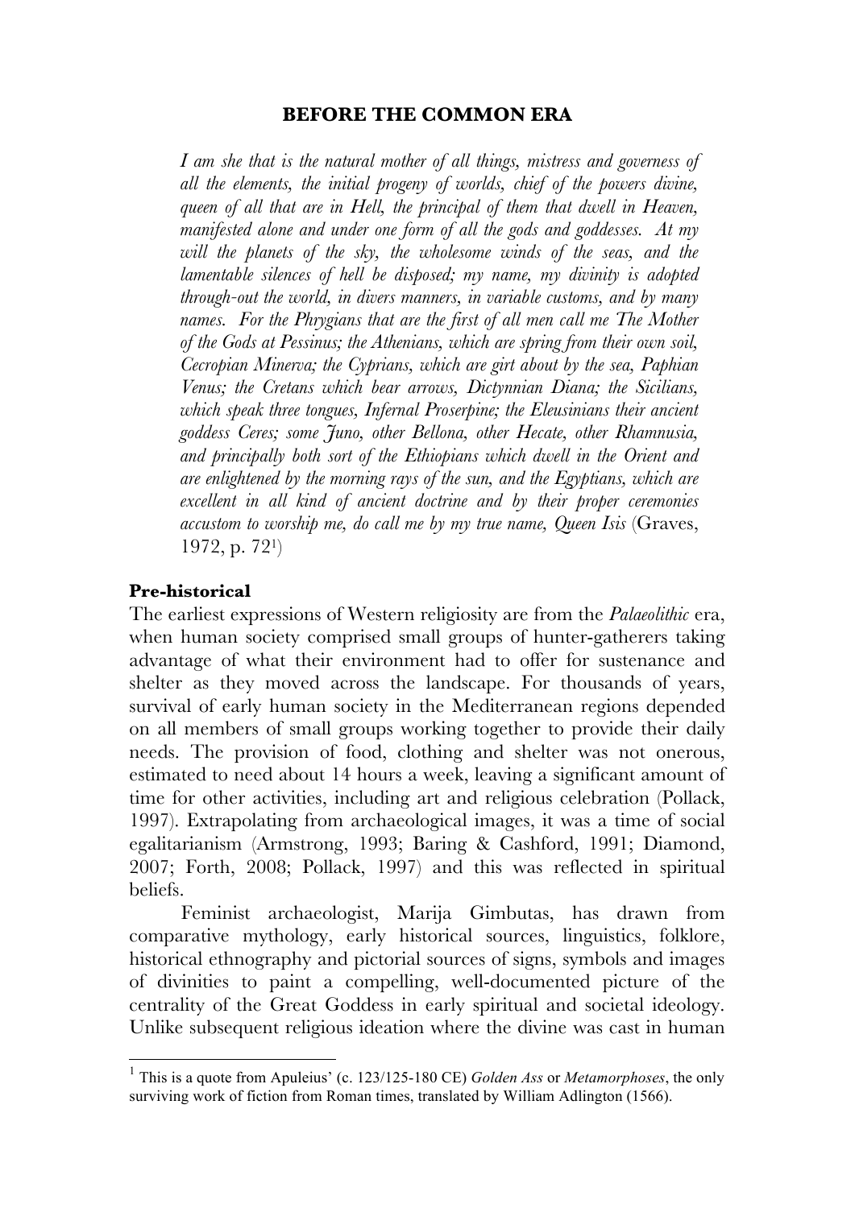## BEFORE THE COMMON ERA

> *I am she that is the natural mother of all things, mistress and governess of all the elements, the initial progeny of worlds, chief of the powers divine, queen of all that are in Hell, the principal of them that dwell in Heaven, manifested alone and under one form of all the gods and goddesses. At my will the planets of the sky, the wholesome winds of the seas, and the lamentable silences of hell be disposed; my name, my divinity is adopted through-out the world, in divers manners, in variable customs, and by many names. For the Phrygians that are the first of all men call me The Mother of the Gods at Pessinus; the Athenians, which are spring from their own soil, Cecropian Minerva; the Cyprians, which are girt about by the sea, Paphian Venus; the Cretans which bear arrows, Dictynnian Diana; the Sicilians, which speak three tongues, Infernal Proserpine; the Eleusinians their ancient goddess Ceres; some Juno, other Bellona, other Hecate, other Rhamnusia, and principally both sort of the Ethiopians which dwell in the Orient and are enlightened by the morning rays of the sun, and the Egyptians, which are excellent in all kind of ancient doctrine and by their proper ceremonies accustom to worship me, do call me by my true name, Queen Isis* (Graves, 1972, p. 72[1])

### Pre-historical

The earliest expressions of Western religiosity are from the *Palaeolithic* era, when human society comprised small groups of hunter-gatherers taking advantage of what their environment had to offer for sustenance and shelter as they moved across the landscape. For thousands of years, survival of early human society in the Mediterranean regions depended on all members of small groups working together to provide their daily needs. The provision of food, clothing and shelter was not onerous, estimated to need about 14 hours a week, leaving a significant amount of time for other activities, including art and religious celebration (Pollack, 1997). Extrapolating from archaeological images, it was a time of social egalitarianism (Armstrong, 1993; Baring & Cashford, 1991; Diamond, 2007; Forth, 2008; Pollack, 1997) and this was reflected in spiritual beliefs.

Feminist archaeologist, Marija Gimbutas, has drawn from comparative mythology, early historical sources, linguistics, folklore, historical ethnography and pictorial sources of signs, symbols and images of divinities to paint a compelling, well-documented picture of the centrality of the Great Goddess in early spiritual and societal ideology. Unlike subsequent religious ideation where the divine was cast in human

---

[1] This is a quote from Apuleius' (c. 123/125-180 CE) *Golden Ass* or *Metamorphoses*, the only surviving work of fiction from Roman times, translated by William Adlington (1566).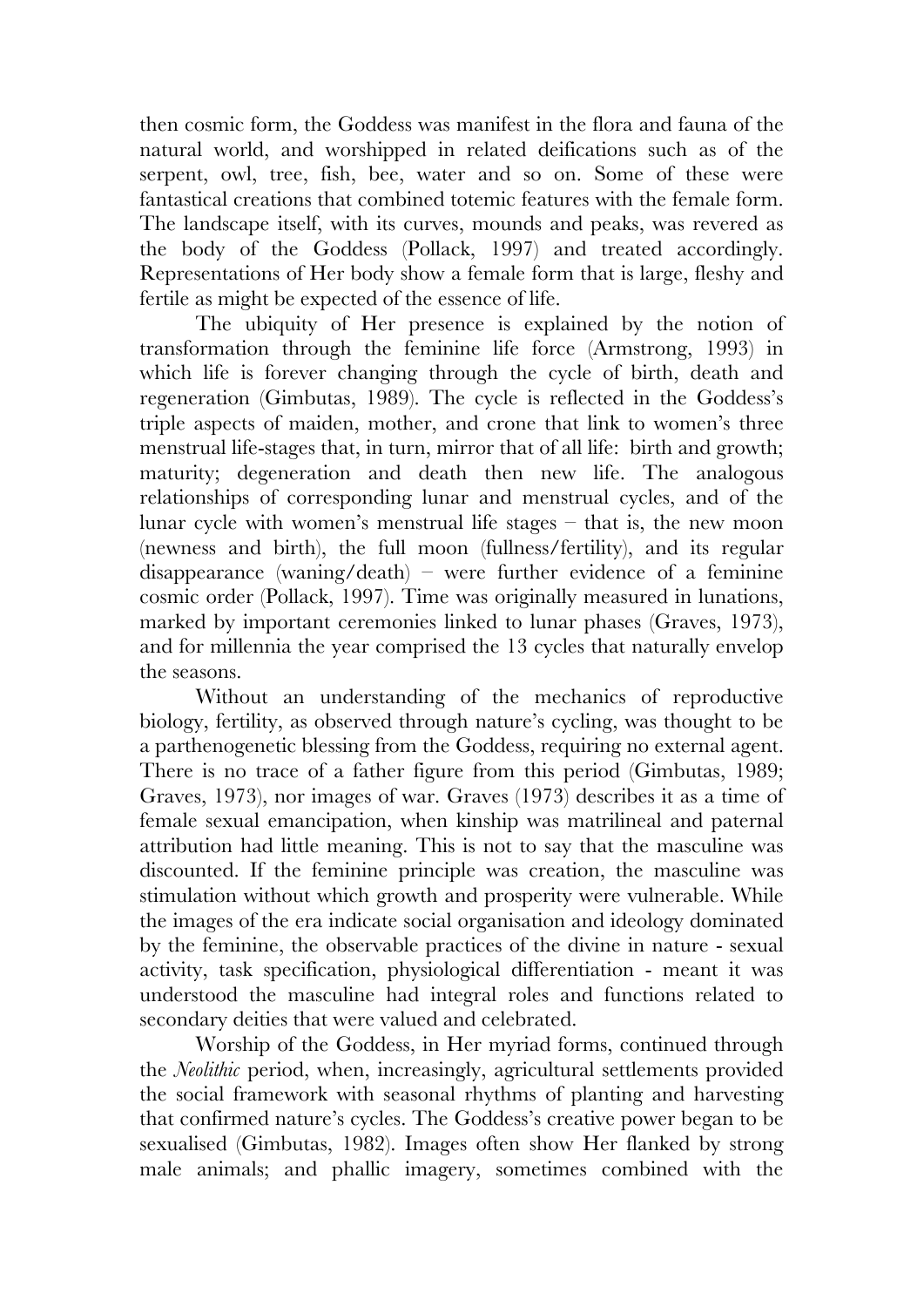then cosmic form, the Goddess was manifest in the flora and fauna of the natural world, and worshipped in related deifications such as of the serpent, owl, tree, fish, bee, water and so on. Some of these were fantastical creations that combined totemic features with the female form. The landscape itself, with its curves, mounds and peaks, was revered as the body of the Goddess (Pollack, 1997) and treated accordingly. Representations of Her body show a female form that is large, fleshy and fertile as might be expected of the essence of life.

The ubiquity of Her presence is explained by the notion of transformation through the feminine life force (Armstrong, 1993) in which life is forever changing through the cycle of birth, death and regeneration (Gimbutas, 1989). The cycle is reflected in the Goddess's triple aspects of maiden, mother, and crone that link to women's three menstrual life-stages that, in turn, mirror that of all life: birth and growth; maturity; degeneration and death then new life. The analogous relationships of corresponding lunar and menstrual cycles, and of the lunar cycle with women's menstrual life stages – that is, the new moon (newness and birth), the full moon (fullness/fertility), and its regular disappearance (waning/death) – were further evidence of a feminine cosmic order (Pollack, 1997). Time was originally measured in lunations, marked by important ceremonies linked to lunar phases (Graves, 1973), and for millennia the year comprised the 13 cycles that naturally envelop the seasons.

Without an understanding of the mechanics of reproductive biology, fertility, as observed through nature's cycling, was thought to be a parthenogenetic blessing from the Goddess, requiring no external agent. There is no trace of a father figure from this period (Gimbutas, 1989; Graves, 1973), nor images of war. Graves (1973) describes it as a time of female sexual emancipation, when kinship was matrilineal and paternal attribution had little meaning. This is not to say that the masculine was discounted. If the feminine principle was creation, the masculine was stimulation without which growth and prosperity were vulnerable. While the images of the era indicate social organisation and ideology dominated by the feminine, the observable practices of the divine in nature - sexual activity, task specification, physiological differentiation - meant it was understood the masculine had integral roles and functions related to secondary deities that were valued and celebrated.

Worship of the Goddess, in Her myriad forms, continued through the *Neolithic* period, when, increasingly, agricultural settlements provided the social framework with seasonal rhythms of planting and harvesting that confirmed nature's cycles. The Goddess's creative power began to be sexualised (Gimbutas, 1982). Images often show Her flanked by strong male animals; and phallic imagery, sometimes combined with the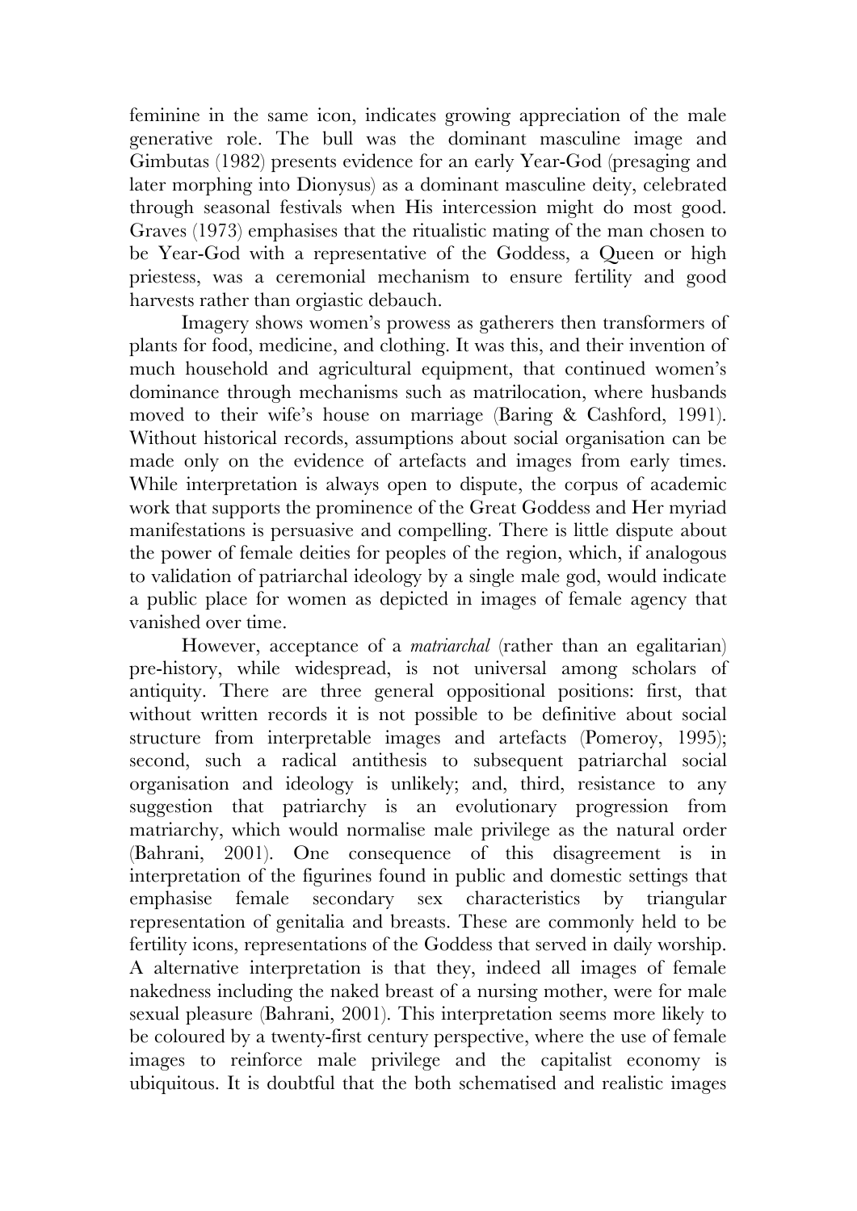feminine in the same icon, indicates growing appreciation of the male generative role. The bull was the dominant masculine image and Gimbutas (1982) presents evidence for an early Year-God (presaging and later morphing into Dionysus) as a dominant masculine deity, celebrated through seasonal festivals when His intercession might do most good. Graves (1973) emphasises that the ritualistic mating of the man chosen to be Year-God with a representative of the Goddess, a Queen or high priestess, was a ceremonial mechanism to ensure fertility and good harvests rather than orgiastic debauch.

Imagery shows women's prowess as gatherers then transformers of plants for food, medicine, and clothing. It was this, and their invention of much household and agricultural equipment, that continued women's dominance through mechanisms such as matrilocation, where husbands moved to their wife's house on marriage (Baring & Cashford, 1991). Without historical records, assumptions about social organisation can be made only on the evidence of artefacts and images from early times. While interpretation is always open to dispute, the corpus of academic work that supports the prominence of the Great Goddess and Her myriad manifestations is persuasive and compelling. There is little dispute about the power of female deities for peoples of the region, which, if analogous to validation of patriarchal ideology by a single male god, would indicate a public place for women as depicted in images of female agency that vanished over time.

However, acceptance of a *matriarchal* (rather than an egalitarian) pre-history, while widespread, is not universal among scholars of antiquity. There are three general oppositional positions: first, that without written records it is not possible to be definitive about social structure from interpretable images and artefacts (Pomeroy, 1995); second, such a radical antithesis to subsequent patriarchal social organisation and ideology is unlikely; and, third, resistance to any suggestion that patriarchy is an evolutionary progression from matriarchy, which would normalise male privilege as the natural order (Bahrani, 2001). One consequence of this disagreement is in interpretation of the figurines found in public and domestic settings that emphasise female secondary sex characteristics by triangular representation of genitalia and breasts. These are commonly held to be fertility icons, representations of the Goddess that served in daily worship. A alternative interpretation is that they, indeed all images of female nakedness including the naked breast of a nursing mother, were for male sexual pleasure (Bahrani, 2001). This interpretation seems more likely to be coloured by a twenty-first century perspective, where the use of female images to reinforce male privilege and the capitalist economy is ubiquitous. It is doubtful that the both schematised and realistic images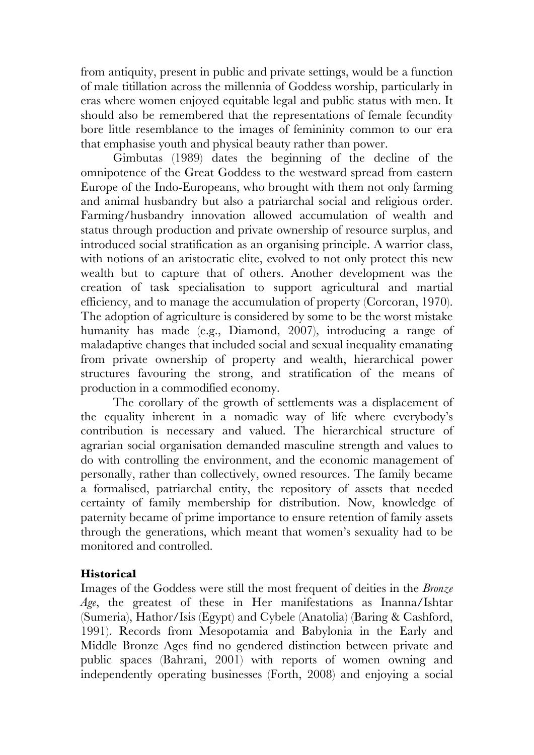from antiquity, present in public and private settings, would be a function of male titillation across the millennia of Goddess worship, particularly in eras where women enjoyed equitable legal and public status with men. It should also be remembered that the representations of female fecundity bore little resemblance to the images of femininity common to our era that emphasise youth and physical beauty rather than power.

Gimbutas (1989) dates the beginning of the decline of the omnipotence of the Great Goddess to the westward spread from eastern Europe of the Indo-Europeans, who brought with them not only farming and animal husbandry but also a patriarchal social and religious order. Farming/husbandry innovation allowed accumulation of wealth and status through production and private ownership of resource surplus, and introduced social stratification as an organising principle. A warrior class, with notions of an aristocratic elite, evolved to not only protect this new wealth but to capture that of others. Another development was the creation of task specialisation to support agricultural and martial efficiency, and to manage the accumulation of property (Corcoran, 1970). The adoption of agriculture is considered by some to be the worst mistake humanity has made (e.g., Diamond, 2007), introducing a range of maladaptive changes that included social and sexual inequality emanating from private ownership of property and wealth, hierarchical power structures favouring the strong, and stratification of the means of production in a commodified economy.

The corollary of the growth of settlements was a displacement of the equality inherent in a nomadic way of life where everybody's contribution is necessary and valued. The hierarchical structure of agrarian social organisation demanded masculine strength and values to do with controlling the environment, and the economic management of personally, rather than collectively, owned resources. The family became a formalised, patriarchal entity, the repository of assets that needed certainty of family membership for distribution. Now, knowledge of paternity became of prime importance to ensure retention of family assets through the generations, which meant that women's sexuality had to be monitored and controlled.

**Historical**

Images of the Goddess were still the most frequent of deities in the *Bronze Age*, the greatest of these in Her manifestations as Inanna/Ishtar (Sumeria), Hathor/Isis (Egypt) and Cybele (Anatolia) (Baring & Cashford, 1991). Records from Mesopotamia and Babylonia in the Early and Middle Bronze Ages find no gendered distinction between private and public spaces (Bahrani, 2001) with reports of women owning and independently operating businesses (Forth, 2008) and enjoying a social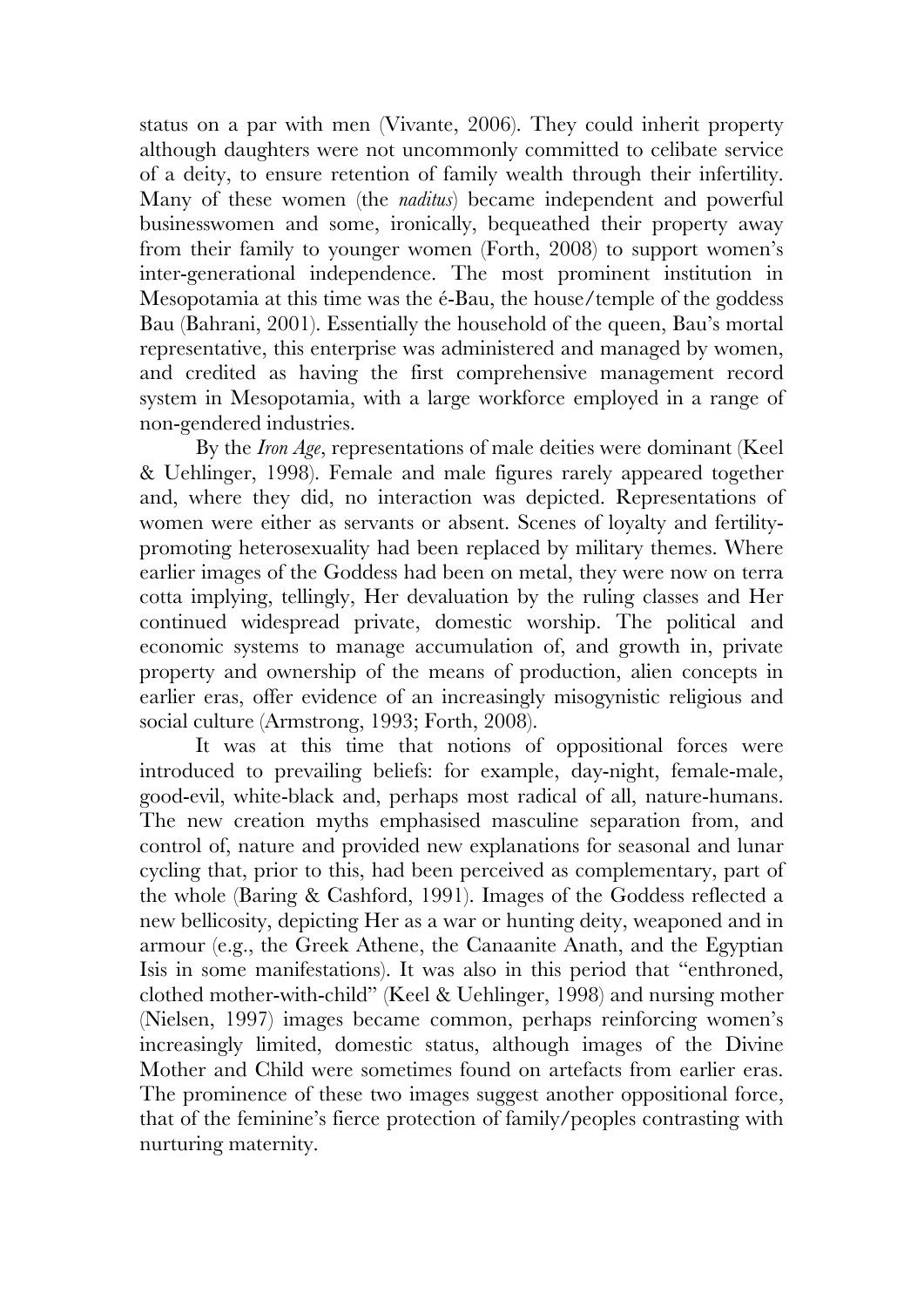status on a par with men (Vivante, 2006). They could inherit property although daughters were not uncommonly committed to celibate service of a deity, to ensure retention of family wealth through their infertility. Many of these women (the *naditus*) became independent and powerful businesswomen and some, ironically, bequeathed their property away from their family to younger women (Forth, 2008) to support women's inter-generational independence. The most prominent institution in Mesopotamia at this time was the é-Bau, the house/temple of the goddess Bau (Bahrani, 2001). Essentially the household of the queen, Bau's mortal representative, this enterprise was administered and managed by women, and credited as having the first comprehensive management record system in Mesopotamia, with a large workforce employed in a range of non-gendered industries.

By the *Iron Age*, representations of male deities were dominant (Keel & Uehlinger, 1998). Female and male figures rarely appeared together and, where they did, no interaction was depicted. Representations of women were either as servants or absent. Scenes of loyalty and fertility-promoting heterosexuality had been replaced by military themes. Where earlier images of the Goddess had been on metal, they were now on terra cotta implying, tellingly, Her devaluation by the ruling classes and Her continued widespread private, domestic worship. The political and economic systems to manage accumulation of, and growth in, private property and ownership of the means of production, alien concepts in earlier eras, offer evidence of an increasingly misogynistic religious and social culture (Armstrong, 1993; Forth, 2008).

It was at this time that notions of oppositional forces were introduced to prevailing beliefs: for example, day-night, female-male, good-evil, white-black and, perhaps most radical of all, nature-humans. The new creation myths emphasised masculine separation from, and control of, nature and provided new explanations for seasonal and lunar cycling that, prior to this, had been perceived as complementary, part of the whole (Baring & Cashford, 1991). Images of the Goddess reflected a new bellicosity, depicting Her as a war or hunting deity, weaponed and in armour (e.g., the Greek Athene, the Canaanite Anath, and the Egyptian Isis in some manifestations). It was also in this period that "enthroned, clothed mother-with-child" (Keel & Uehlinger, 1998) and nursing mother (Nielsen, 1997) images became common, perhaps reinforcing women's increasingly limited, domestic status, although images of the Divine Mother and Child were sometimes found on artefacts from earlier eras. The prominence of these two images suggest another oppositional force, that of the feminine's fierce protection of family/peoples contrasting with nurturing maternity.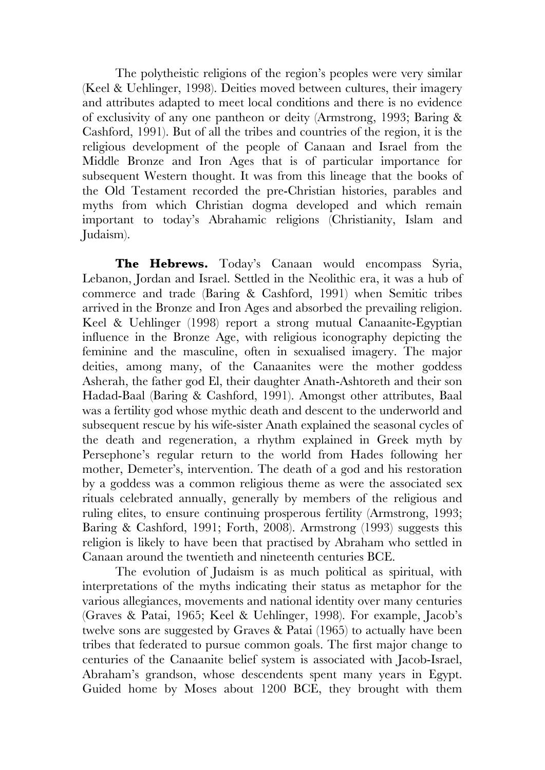The polytheistic religions of the region's peoples were very similar (Keel & Uehlinger, 1998). Deities moved between cultures, their imagery and attributes adapted to meet local conditions and there is no evidence of exclusivity of any one pantheon or deity (Armstrong, 1993; Baring & Cashford, 1991). But of all the tribes and countries of the region, it is the religious development of the people of Canaan and Israel from the Middle Bronze and Iron Ages that is of particular importance for subsequent Western thought. It was from this lineage that the books of the Old Testament recorded the pre-Christian histories, parables and myths from which Christian dogma developed and which remain important to today's Abrahamic religions (Christianity, Islam and Judaism).

**The Hebrews.** Today's Canaan would encompass Syria, Lebanon, Jordan and Israel. Settled in the Neolithic era, it was a hub of commerce and trade (Baring & Cashford, 1991) when Semitic tribes arrived in the Bronze and Iron Ages and absorbed the prevailing religion. Keel & Uehlinger (1998) report a strong mutual Canaanite-Egyptian influence in the Bronze Age, with religious iconography depicting the feminine and the masculine, often in sexualised imagery. The major deities, among many, of the Canaanites were the mother goddess Asherah, the father god El, their daughter Anath-Ashtoreth and their son Hadad-Baal (Baring & Cashford, 1991). Amongst other attributes, Baal was a fertility god whose mythic death and descent to the underworld and subsequent rescue by his wife-sister Anath explained the seasonal cycles of the death and regeneration, a rhythm explained in Greek myth by Persephone's regular return to the world from Hades following her mother, Demeter's, intervention. The death of a god and his restoration by a goddess was a common religious theme as were the associated sex rituals celebrated annually, generally by members of the religious and ruling elites, to ensure continuing prosperous fertility (Armstrong, 1993; Baring & Cashford, 1991; Forth, 2008). Armstrong (1993) suggests this religion is likely to have been that practised by Abraham who settled in Canaan around the twentieth and nineteenth centuries BCE.

The evolution of Judaism is as much political as spiritual, with interpretations of the myths indicating their status as metaphor for the various allegiances, movements and national identity over many centuries (Graves & Patai, 1965; Keel & Uehlinger, 1998). For example, Jacob's twelve sons are suggested by Graves & Patai (1965) to actually have been tribes that federated to pursue common goals. The first major change to centuries of the Canaanite belief system is associated with Jacob-Israel, Abraham's grandson, whose descendents spent many years in Egypt. Guided home by Moses about 1200 BCE, they brought with them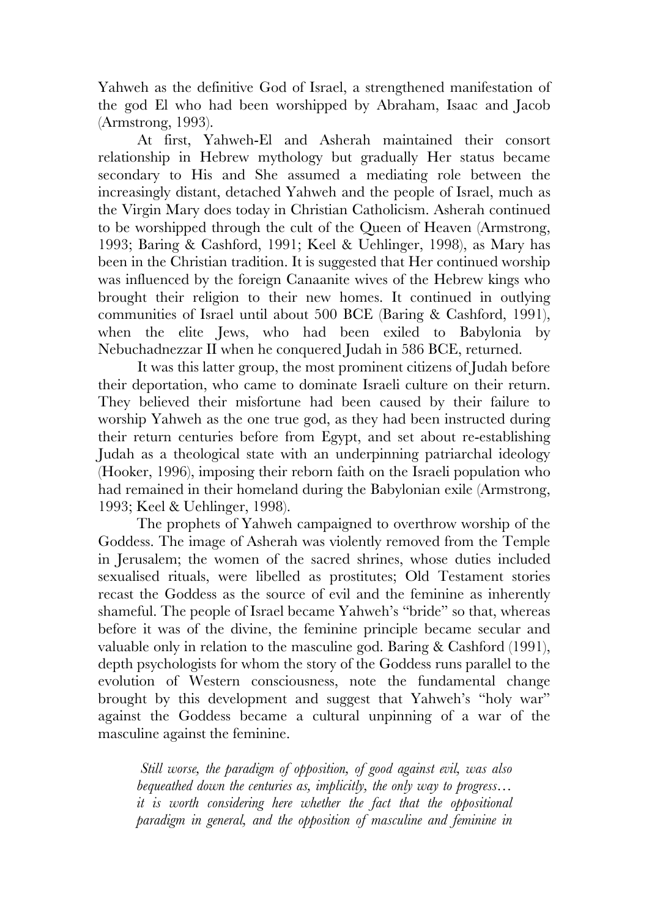Yahweh as the definitive God of Israel, a strengthened manifestation of the god El who had been worshipped by Abraham, Isaac and Jacob (Armstrong, 1993).

At first, Yahweh-El and Asherah maintained their consort relationship in Hebrew mythology but gradually Her status became secondary to His and She assumed a mediating role between the increasingly distant, detached Yahweh and the people of Israel, much as the Virgin Mary does today in Christian Catholicism. Asherah continued to be worshipped through the cult of the Queen of Heaven (Armstrong, 1993; Baring & Cashford, 1991; Keel & Uehlinger, 1998), as Mary has been in the Christian tradition. It is suggested that Her continued worship was influenced by the foreign Canaanite wives of the Hebrew kings who brought their religion to their new homes. It continued in outlying communities of Israel until about 500 BCE (Baring & Cashford, 1991), when the elite Jews, who had been exiled to Babylonia by Nebuchadnezzar II when he conquered Judah in 586 BCE, returned.

It was this latter group, the most prominent citizens of Judah before their deportation, who came to dominate Israeli culture on their return. They believed their misfortune had been caused by their failure to worship Yahweh as the one true god, as they had been instructed during their return centuries before from Egypt, and set about re-establishing Judah as a theological state with an underpinning patriarchal ideology (Hooker, 1996), imposing their reborn faith on the Israeli population who had remained in their homeland during the Babylonian exile (Armstrong, 1993; Keel & Uehlinger, 1998).

The prophets of Yahweh campaigned to overthrow worship of the Goddess. The image of Asherah was violently removed from the Temple in Jerusalem; the women of the sacred shrines, whose duties included sexualised rituals, were libelled as prostitutes; Old Testament stories recast the Goddess as the source of evil and the feminine as inherently shameful. The people of Israel became Yahweh's "bride" so that, whereas before it was of the divine, the feminine principle became secular and valuable only in relation to the masculine god. Baring & Cashford (1991), depth psychologists for whom the story of the Goddess runs parallel to the evolution of Western consciousness, note the fundamental change brought by this development and suggest that Yahweh's "holy war" against the Goddess became a cultural unpinning of a war of the masculine against the feminine.

> *Still worse, the paradigm of opposition, of good against evil, was also bequeathed down the centuries as, implicitly, the only way to progress… it is worth considering here whether the fact that the oppositional paradigm in general, and the opposition of masculine and feminine in*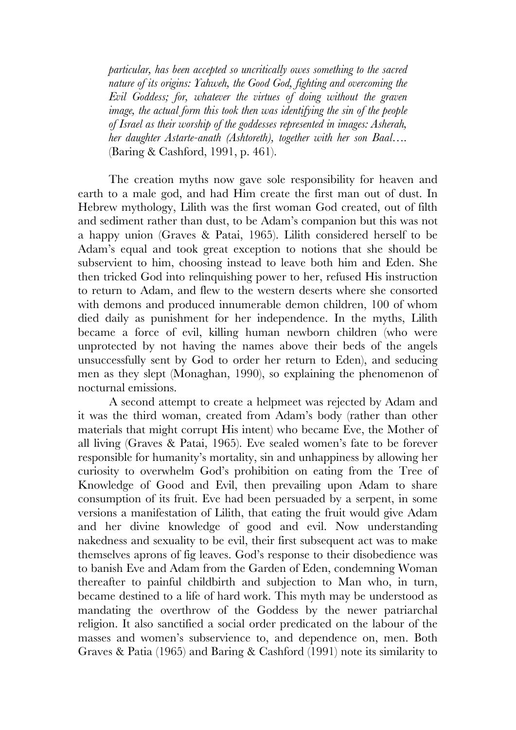*particular, has been accepted so uncritically owes something to the sacred nature of its origins: Yahweh, the Good God, fighting and overcoming the Evil Goddess; for, whatever the virtues of doing without the graven image, the actual form this took then was identifying the sin of the people of Israel as their worship of the goddesses represented in images: Asherah, her daughter Astarte-anath (Ashtoreth), together with her son Baal….* (Baring & Cashford, 1991, p. 461).

The creation myths now gave sole responsibility for heaven and earth to a male god, and had Him create the first man out of dust. In Hebrew mythology, Lilith was the first woman God created, out of filth and sediment rather than dust, to be Adam's companion but this was not a happy union (Graves & Patai, 1965). Lilith considered herself to be Adam's equal and took great exception to notions that she should be subservient to him, choosing instead to leave both him and Eden. She then tricked God into relinquishing power to her, refused His instruction to return to Adam, and flew to the western deserts where she consorted with demons and produced innumerable demon children, 100 of whom died daily as punishment for her independence. In the myths, Lilith became a force of evil, killing human newborn children (who were unprotected by not having the names above their beds of the angels unsuccessfully sent by God to order her return to Eden), and seducing men as they slept (Monaghan, 1990), so explaining the phenomenon of nocturnal emissions.

A second attempt to create a helpmeet was rejected by Adam and it was the third woman, created from Adam's body (rather than other materials that might corrupt His intent) who became Eve, the Mother of all living (Graves & Patai, 1965). Eve sealed women's fate to be forever responsible for humanity's mortality, sin and unhappiness by allowing her curiosity to overwhelm God's prohibition on eating from the Tree of Knowledge of Good and Evil, then prevailing upon Adam to share consumption of its fruit. Eve had been persuaded by a serpent, in some versions a manifestation of Lilith, that eating the fruit would give Adam and her divine knowledge of good and evil. Now understanding nakedness and sexuality to be evil, their first subsequent act was to make themselves aprons of fig leaves. God's response to their disobedience was to banish Eve and Adam from the Garden of Eden, condemning Woman thereafter to painful childbirth and subjection to Man who, in turn, became destined to a life of hard work. This myth may be understood as mandating the overthrow of the Goddess by the newer patriarchal religion. It also sanctified a social order predicated on the labour of the masses and women's subservience to, and dependence on, men. Both Graves & Patia (1965) and Baring & Cashford (1991) note its similarity to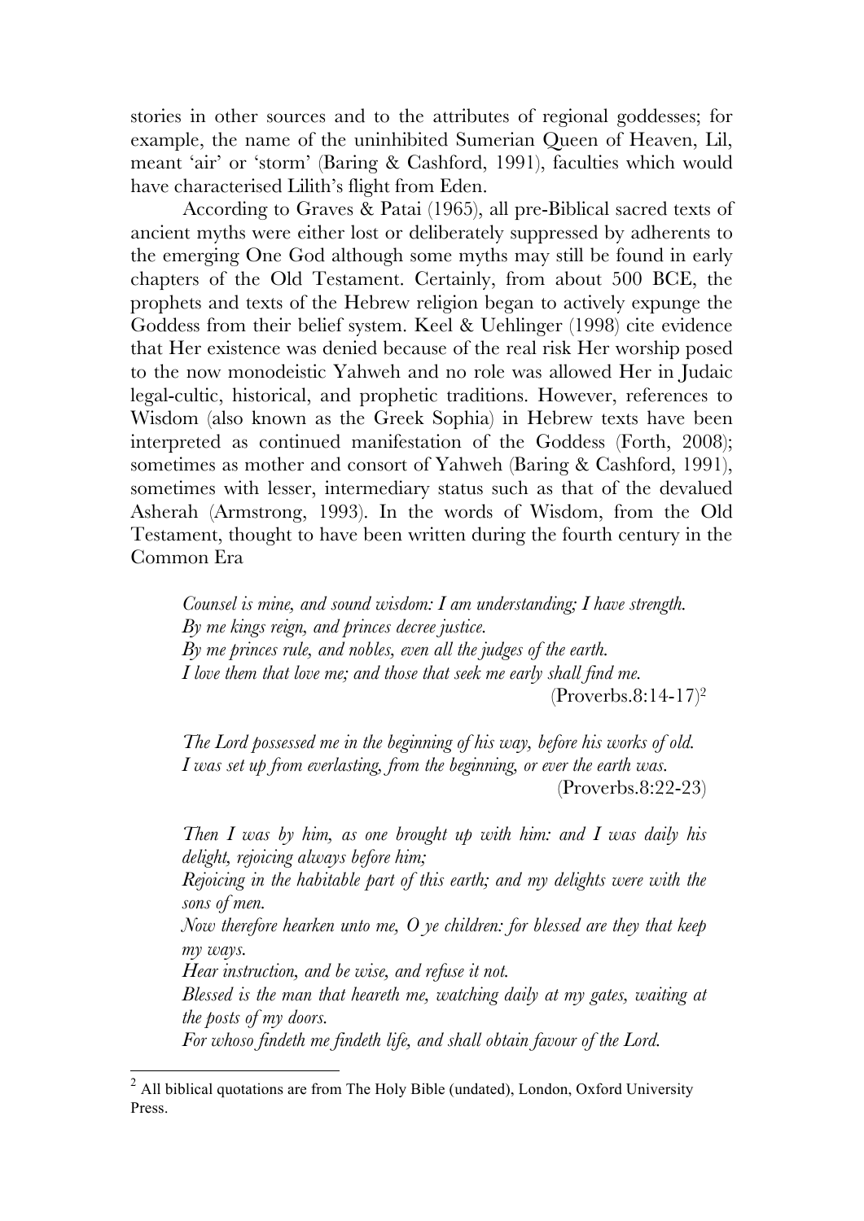stories in other sources and to the attributes of regional goddesses; for example, the name of the uninhibited Sumerian Queen of Heaven, Lil, meant 'air' or 'storm' (Baring & Cashford, 1991), faculties which would have characterised Lilith's flight from Eden.

According to Graves & Patai (1965), all pre-Biblical sacred texts of ancient myths were either lost or deliberately suppressed by adherents to the emerging One God although some myths may still be found in early chapters of the Old Testament. Certainly, from about 500 BCE, the prophets and texts of the Hebrew religion began to actively expunge the Goddess from their belief system. Keel & Uehlinger (1998) cite evidence that Her existence was denied because of the real risk Her worship posed to the now monodeistic Yahweh and no role was allowed Her in Judaic legal-cultic, historical, and prophetic traditions. However, references to Wisdom (also known as the Greek Sophia) in Hebrew texts have been interpreted as continued manifestation of the Goddess (Forth, 2008); sometimes as mother and consort of Yahweh (Baring & Cashford, 1991), sometimes with lesser, intermediary status such as that of the devalued Asherah (Armstrong, 1993). In the words of Wisdom, from the Old Testament, thought to have been written during the fourth century in the Common Era

> *Counsel is mine, and sound wisdom: I am understanding; I have strength.*
> *By me kings reign, and princes decree justice.*
> *By me princes rule, and nobles, even all the judges of the earth.*
> *I love them that love me; and those that seek me early shall find me.*
> (Proverbs.8:14-17)[2]

> *The Lord possessed me in the beginning of his way, before his works of old.*
> *I was set up from everlasting, from the beginning, or ever the earth was.*
> (Proverbs.8:22-23)

> *Then I was by him, as one brought up with him: and I was daily his delight, rejoicing always before him;*
> *Rejoicing in the habitable part of this earth; and my delights were with the sons of men.*
> *Now therefore hearken unto me, O ye children: for blessed are they that keep my ways.*
> *Hear instruction, and be wise, and refuse it not.*
> *Blessed is the man that heareth me, watching daily at my gates, waiting at the posts of my doors.*
> *For whoso findeth me findeth life, and shall obtain favour of the Lord.*

[2] All biblical quotations are from The Holy Bible (undated), London, Oxford University Press.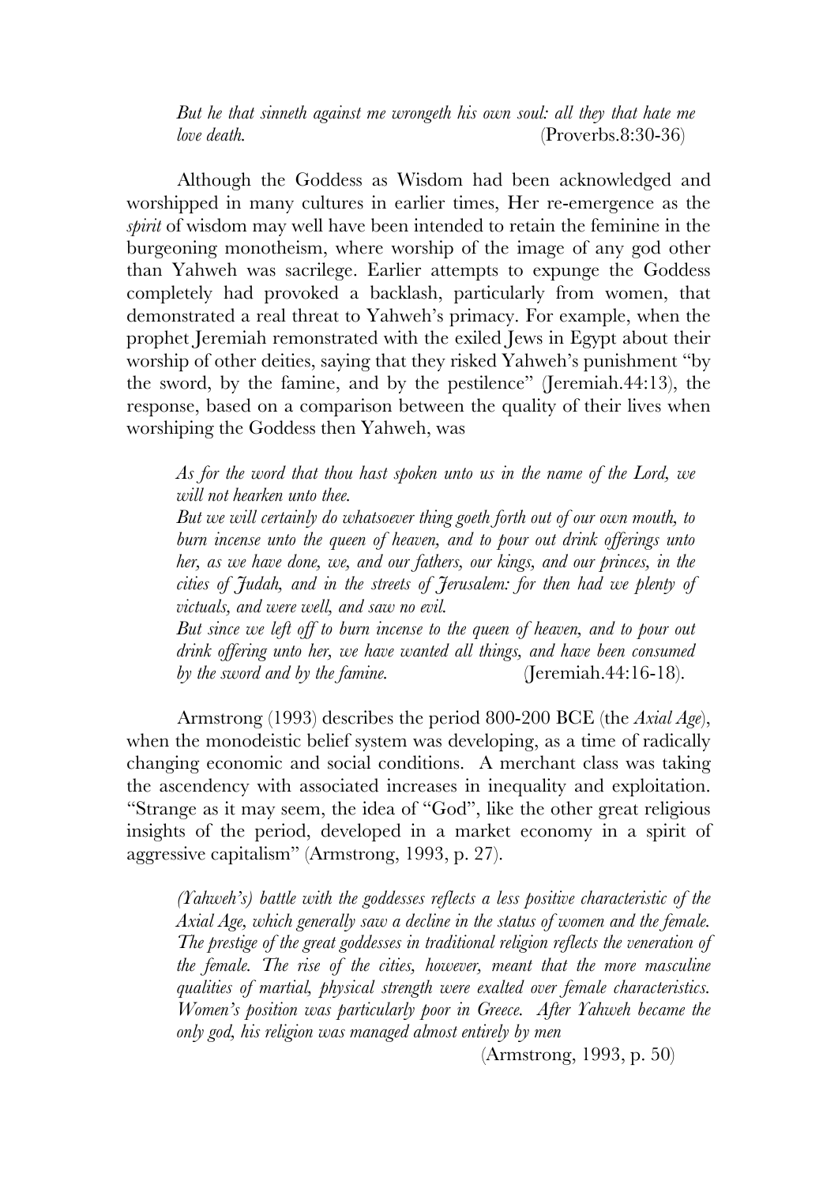*But he that sinneth against me wrongeth his own soul: all they that hate me love death.* (Proverbs.8:30-36)

Although the Goddess as Wisdom had been acknowledged and worshipped in many cultures in earlier times, Her re-emergence as the *spirit* of wisdom may well have been intended to retain the feminine in the burgeoning monotheism, where worship of the image of any god other than Yahweh was sacrilege. Earlier attempts to expunge the Goddess completely had provoked a backlash, particularly from women, that demonstrated a real threat to Yahweh's primacy. For example, when the prophet Jeremiah remonstrated with the exiled Jews in Egypt about their worship of other deities, saying that they risked Yahweh's punishment "by the sword, by the famine, and by the pestilence" (Jeremiah.44:13), the response, based on a comparison between the quality of their lives when worshiping the Goddess then Yahweh, was

*As for the word that thou hast spoken unto us in the name of the Lord, we will not hearken unto thee.*
*But we will certainly do whatsoever thing goeth forth out of our own mouth, to burn incense unto the queen of heaven, and to pour out drink offerings unto her, as we have done, we, and our fathers, our kings, and our princes, in the cities of Judah, and in the streets of Jerusalem: for then had we plenty of victuals, and were well, and saw no evil.*
*But since we left off to burn incense to the queen of heaven, and to pour out drink offering unto her, we have wanted all things, and have been consumed by the sword and by the famine.* (Jeremiah.44:16-18).

Armstrong (1993) describes the period 800-200 BCE (the *Axial Age*), when the monodeistic belief system was developing, as a time of radically changing economic and social conditions. A merchant class was taking the ascendency with associated increases in inequality and exploitation. "Strange as it may seem, the idea of "God", like the other great religious insights of the period, developed in a market economy in a spirit of aggressive capitalism" (Armstrong, 1993, p. 27).

*(Yahweh's) battle with the goddesses reflects a less positive characteristic of the Axial Age, which generally saw a decline in the status of women and the female. The prestige of the great goddesses in traditional religion reflects the veneration of the female. The rise of the cities, however, meant that the more masculine qualities of martial, physical strength were exalted over female characteristics. Women's position was particularly poor in Greece. After Yahweh became the only god, his religion was managed almost entirely by men*

(Armstrong, 1993, p. 50)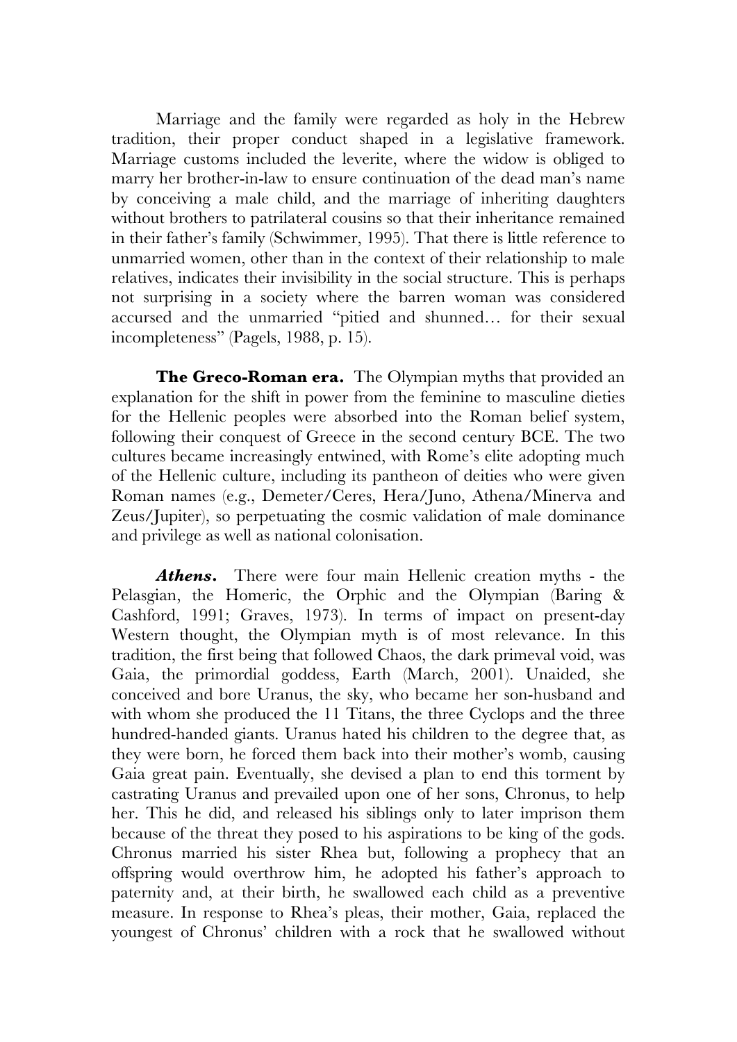Marriage and the family were regarded as holy in the Hebrew tradition, their proper conduct shaped in a legislative framework. Marriage customs included the leverite, where the widow is obliged to marry her brother-in-law to ensure continuation of the dead man's name by conceiving a male child, and the marriage of inheriting daughters without brothers to patrilateral cousins so that their inheritance remained in their father's family (Schwimmer, 1995). That there is little reference to unmarried women, other than in the context of their relationship to male relatives, indicates their invisibility in the social structure. This is perhaps not surprising in a society where the barren woman was considered accursed and the unmarried "pitied and shunned… for their sexual incompleteness" (Pagels, 1988, p. 15).

**The Greco-Roman era.** The Olympian myths that provided an explanation for the shift in power from the feminine to masculine dieties for the Hellenic peoples were absorbed into the Roman belief system, following their conquest of Greece in the second century BCE. The two cultures became increasingly entwined, with Rome's elite adopting much of the Hellenic culture, including its pantheon of deities who were given Roman names (e.g., Demeter/Ceres, Hera/Juno, Athena/Minerva and Zeus/Jupiter), so perpetuating the cosmic validation of male dominance and privilege as well as national colonisation.

***Athens.*** There were four main Hellenic creation myths - the Pelasgian, the Homeric, the Orphic and the Olympian (Baring & Cashford, 1991; Graves, 1973). In terms of impact on present-day Western thought, the Olympian myth is of most relevance. In this tradition, the first being that followed Chaos, the dark primeval void, was Gaia, the primordial goddess, Earth (March, 2001). Unaided, she conceived and bore Uranus, the sky, who became her son-husband and with whom she produced the 11 Titans, the three Cyclops and the three hundred-handed giants. Uranus hated his children to the degree that, as they were born, he forced them back into their mother's womb, causing Gaia great pain. Eventually, she devised a plan to end this torment by castrating Uranus and prevailed upon one of her sons, Chronus, to help her. This he did, and released his siblings only to later imprison them because of the threat they posed to his aspirations to be king of the gods. Chronus married his sister Rhea but, following a prophecy that an offspring would overthrow him, he adopted his father's approach to paternity and, at their birth, he swallowed each child as a preventive measure. In response to Rhea's pleas, their mother, Gaia, replaced the youngest of Chronus' children with a rock that he swallowed without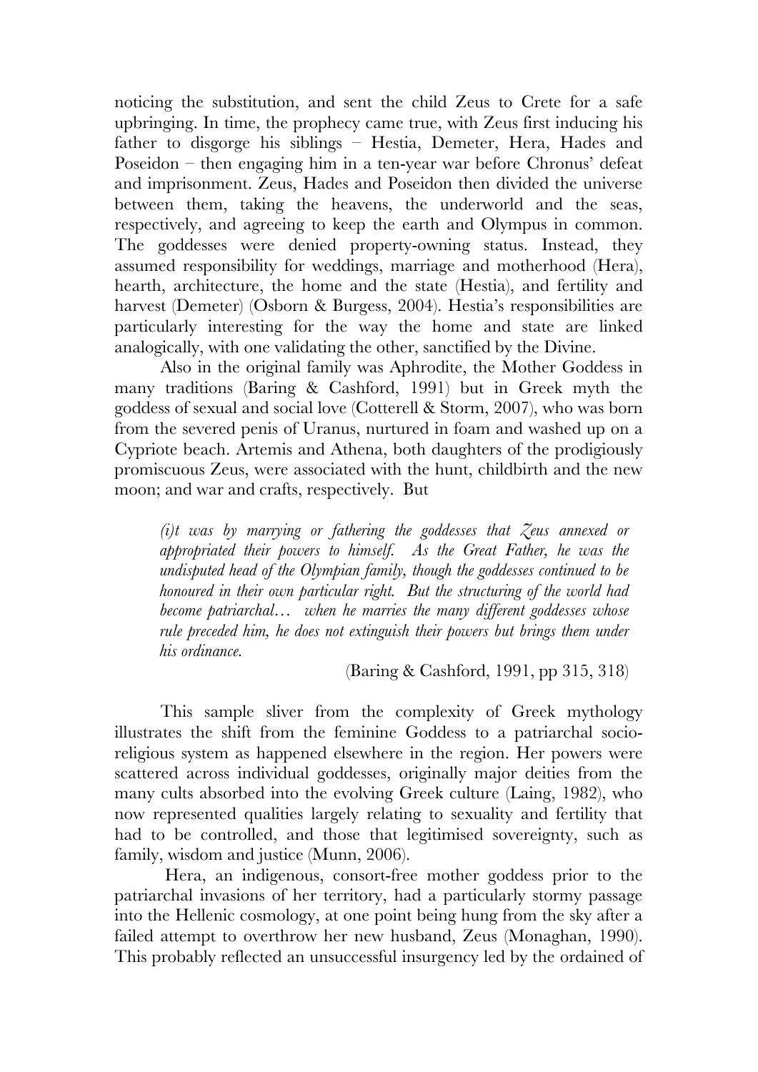noticing the substitution, and sent the child Zeus to Crete for a safe upbringing. In time, the prophecy came true, with Zeus first inducing his father to disgorge his siblings – Hestia, Demeter, Hera, Hades and Poseidon – then engaging him in a ten-year war before Chronus' defeat and imprisonment. Zeus, Hades and Poseidon then divided the universe between them, taking the heavens, the underworld and the seas, respectively, and agreeing to keep the earth and Olympus in common. The goddesses were denied property-owning status. Instead, they assumed responsibility for weddings, marriage and motherhood (Hera), hearth, architecture, the home and the state (Hestia), and fertility and harvest (Demeter) (Osborn & Burgess, 2004). Hestia's responsibilities are particularly interesting for the way the home and state are linked analogically, with one validating the other, sanctified by the Divine.

Also in the original family was Aphrodite, the Mother Goddess in many traditions (Baring & Cashford, 1991) but in Greek myth the goddess of sexual and social love (Cotterell & Storm, 2007), who was born from the severed penis of Uranus, nurtured in foam and washed up on a Cypriote beach. Artemis and Athena, both daughters of the prodigiously promiscuous Zeus, were associated with the hunt, childbirth and the new moon; and war and crafts, respectively. But

> *(i)t was by marrying or fathering the goddesses that Zeus annexed or appropriated their powers to himself. As the Great Father, he was the undisputed head of the Olympian family, though the goddesses continued to be honoured in their own particular right. But the structuring of the world had become patriarchal… when he marries the many different goddesses whose rule preceded him, he does not extinguish their powers but brings them under his ordinance.*
>
> (Baring & Cashford, 1991, pp 315, 318)

This sample sliver from the complexity of Greek mythology illustrates the shift from the feminine Goddess to a patriarchal socio-religious system as happened elsewhere in the region. Her powers were scattered across individual goddesses, originally major deities from the many cults absorbed into the evolving Greek culture (Laing, 1982), who now represented qualities largely relating to sexuality and fertility that had to be controlled, and those that legitimised sovereignty, such as family, wisdom and justice (Munn, 2006).

Hera, an indigenous, consort-free mother goddess prior to the patriarchal invasions of her territory, had a particularly stormy passage into the Hellenic cosmology, at one point being hung from the sky after a failed attempt to overthrow her new husband, Zeus (Monaghan, 1990). This probably reflected an unsuccessful insurgency led by the ordained of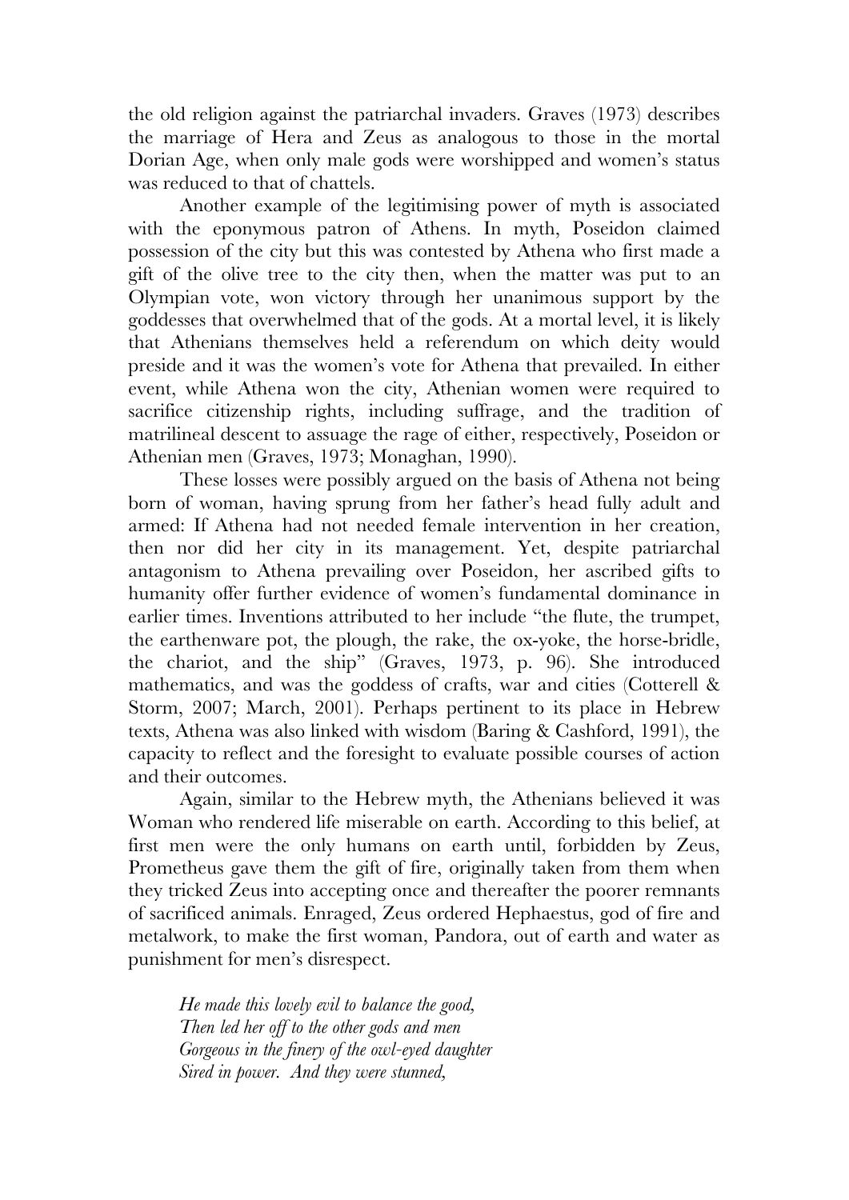the old religion against the patriarchal invaders. Graves (1973) describes the marriage of Hera and Zeus as analogous to those in the mortal Dorian Age, when only male gods were worshipped and women's status was reduced to that of chattels.

Another example of the legitimising power of myth is associated with the eponymous patron of Athens. In myth, Poseidon claimed possession of the city but this was contested by Athena who first made a gift of the olive tree to the city then, when the matter was put to an Olympian vote, won victory through her unanimous support by the goddesses that overwhelmed that of the gods. At a mortal level, it is likely that Athenians themselves held a referendum on which deity would preside and it was the women's vote for Athena that prevailed. In either event, while Athena won the city, Athenian women were required to sacrifice citizenship rights, including suffrage, and the tradition of matrilineal descent to assuage the rage of either, respectively, Poseidon or Athenian men (Graves, 1973; Monaghan, 1990).

These losses were possibly argued on the basis of Athena not being born of woman, having sprung from her father's head fully adult and armed: If Athena had not needed female intervention in her creation, then nor did her city in its management. Yet, despite patriarchal antagonism to Athena prevailing over Poseidon, her ascribed gifts to humanity offer further evidence of women's fundamental dominance in earlier times. Inventions attributed to her include "the flute, the trumpet, the earthenware pot, the plough, the rake, the ox-yoke, the horse-bridle, the chariot, and the ship" (Graves, 1973, p. 96). She introduced mathematics, and was the goddess of crafts, war and cities (Cotterell & Storm, 2007; March, 2001). Perhaps pertinent to its place in Hebrew texts, Athena was also linked with wisdom (Baring & Cashford, 1991), the capacity to reflect and the foresight to evaluate possible courses of action and their outcomes.

Again, similar to the Hebrew myth, the Athenians believed it was Woman who rendered life miserable on earth. According to this belief, at first men were the only humans on earth until, forbidden by Zeus, Prometheus gave them the gift of fire, originally taken from them when they tricked Zeus into accepting once and thereafter the poorer remnants of sacrificed animals. Enraged, Zeus ordered Hephaestus, god of fire and metalwork, to make the first woman, Pandora, out of earth and water as punishment for men's disrespect.

> *He made this lovely evil to balance the good,*
> *Then led her off to the other gods and men*
> *Gorgeous in the finery of the owl-eyed daughter*
> *Sired in power. And they were stunned,*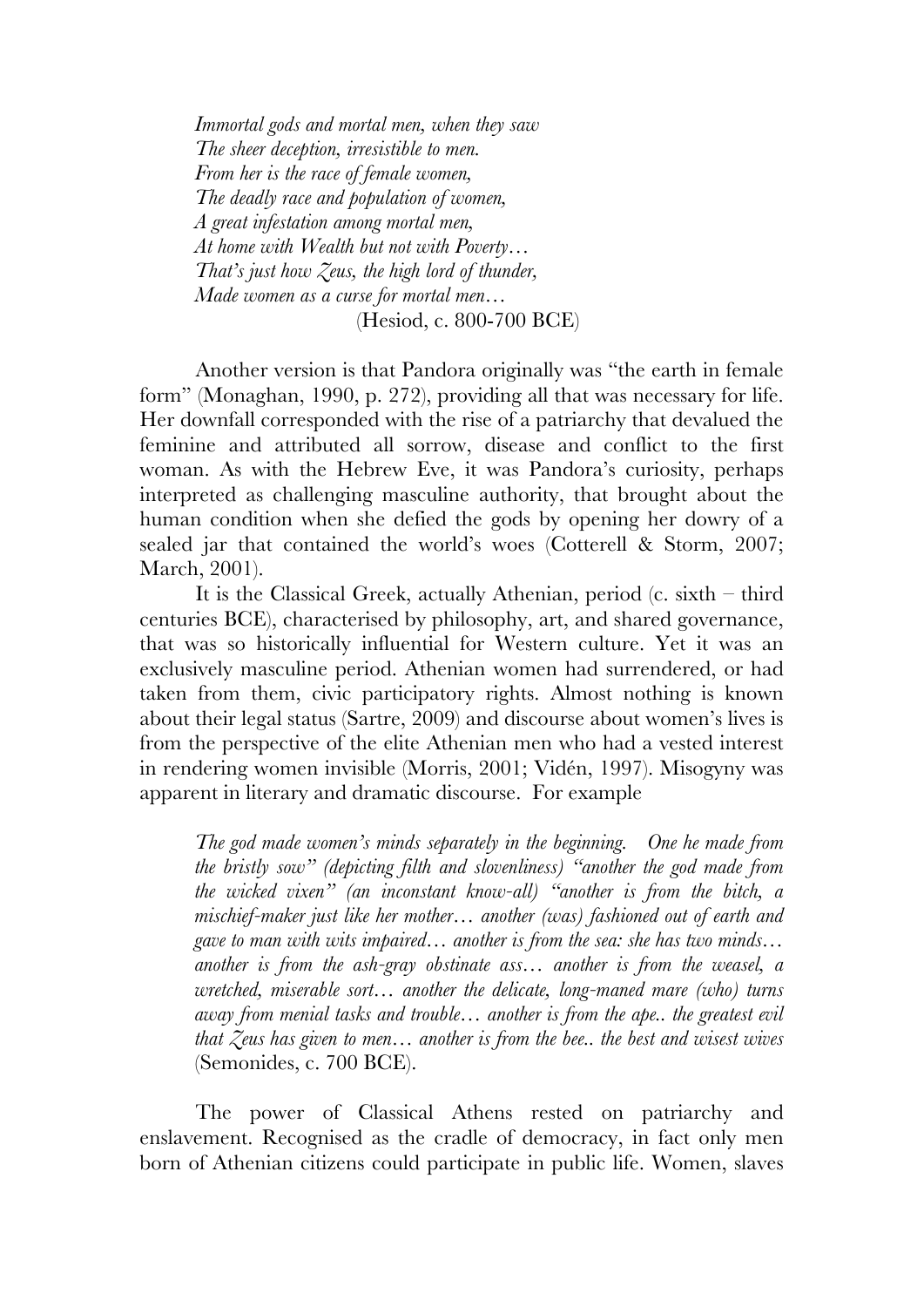*Immortal gods and mortal men, when they saw*
*The sheer deception, irresistible to men.*
*From her is the race of female women,*
*The deadly race and population of women,*
*A great infestation among mortal men,*
*At home with Wealth but not with Poverty…*
*That's just how Zeus, the high lord of thunder,*
*Made women as a curse for mortal men…*
(Hesiod, c. 800-700 BCE)

Another version is that Pandora originally was "the earth in female form" (Monaghan, 1990, p. 272), providing all that was necessary for life. Her downfall corresponded with the rise of a patriarchy that devalued the feminine and attributed all sorrow, disease and conflict to the first woman. As with the Hebrew Eve, it was Pandora's curiosity, perhaps interpreted as challenging masculine authority, that brought about the human condition when she defied the gods by opening her dowry of a sealed jar that contained the world's woes (Cotterell & Storm, 2007; March, 2001).

It is the Classical Greek, actually Athenian, period (c. sixth – third centuries BCE), characterised by philosophy, art, and shared governance, that was so historically influential for Western culture. Yet it was an exclusively masculine period. Athenian women had surrendered, or had taken from them, civic participatory rights. Almost nothing is known about their legal status (Sartre, 2009) and discourse about women's lives is from the perspective of the elite Athenian men who had a vested interest in rendering women invisible (Morris, 2001; Vidén, 1997). Misogyny was apparent in literary and dramatic discourse. For example

*The god made women's minds separately in the beginning. One he made from the bristly sow" (depicting filth and slovenliness) "another the god made from the wicked vixen" (an inconstant know-all) "another is from the bitch, a mischief-maker just like her mother… another (was) fashioned out of earth and gave to man with wits impaired… another is from the sea: she has two minds… another is from the ash-gray obstinate ass… another is from the weasel, a wretched, miserable sort… another the delicate, long-maned mare (who) turns away from menial tasks and trouble… another is from the ape.. the greatest evil that Zeus has given to men… another is from the bee.. the best and wisest wives* (Semonides, c. 700 BCE).

The power of Classical Athens rested on patriarchy and enslavement. Recognised as the cradle of democracy, in fact only men born of Athenian citizens could participate in public life. Women, slaves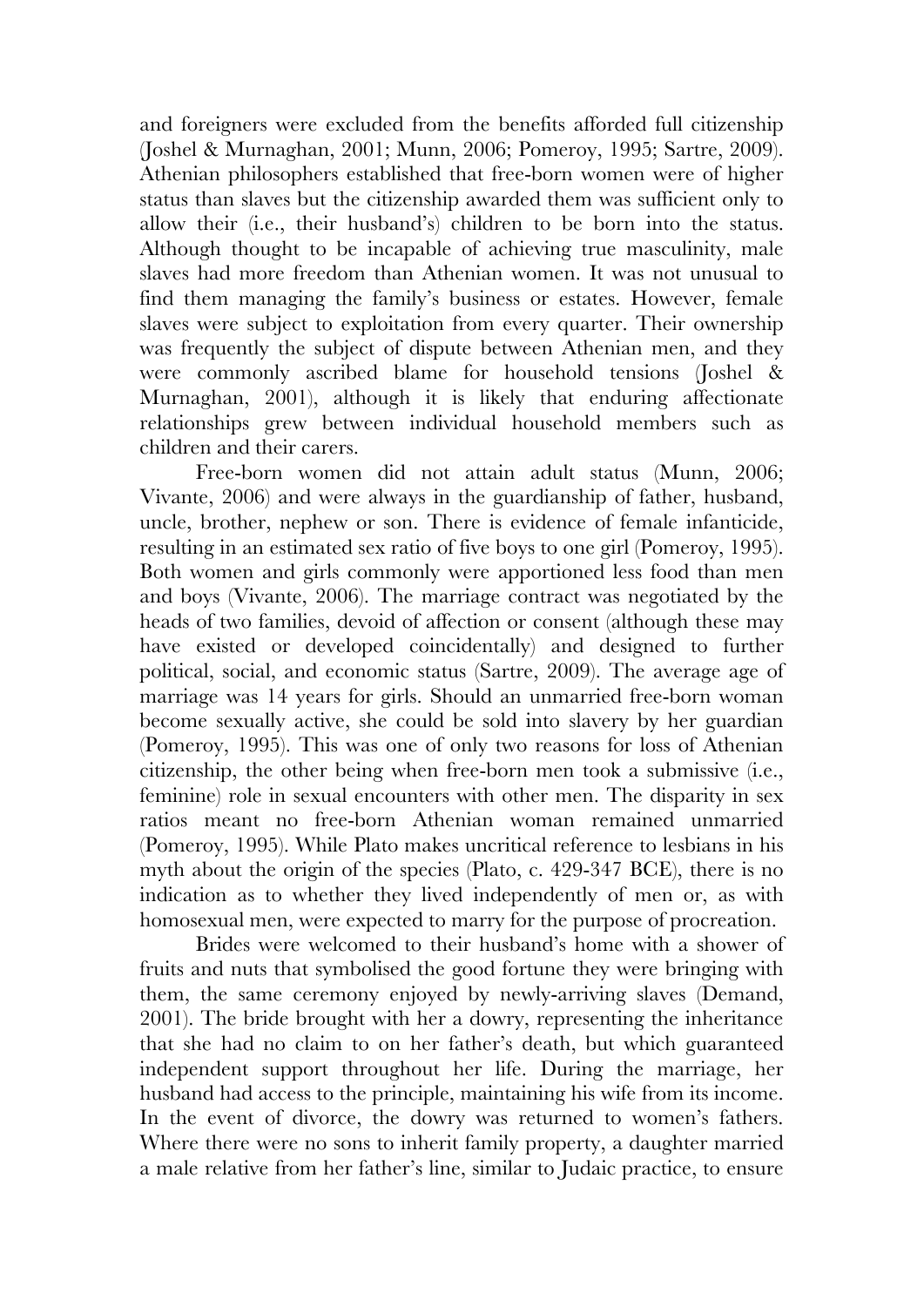and foreigners were excluded from the benefits afforded full citizenship (Joshel & Murnaghan, 2001; Munn, 2006; Pomeroy, 1995; Sartre, 2009). Athenian philosophers established that free-born women were of higher status than slaves but the citizenship awarded them was sufficient only to allow their (i.e., their husband's) children to be born into the status. Although thought to be incapable of achieving true masculinity, male slaves had more freedom than Athenian women. It was not unusual to find them managing the family's business or estates. However, female slaves were subject to exploitation from every quarter. Their ownership was frequently the subject of dispute between Athenian men, and they were commonly ascribed blame for household tensions (Joshel & Murnaghan, 2001), although it is likely that enduring affectionate relationships grew between individual household members such as children and their carers.

Free-born women did not attain adult status (Munn, 2006; Vivante, 2006) and were always in the guardianship of father, husband, uncle, brother, nephew or son. There is evidence of female infanticide, resulting in an estimated sex ratio of five boys to one girl (Pomeroy, 1995). Both women and girls commonly were apportioned less food than men and boys (Vivante, 2006). The marriage contract was negotiated by the heads of two families, devoid of affection or consent (although these may have existed or developed coincidentally) and designed to further political, social, and economic status (Sartre, 2009). The average age of marriage was 14 years for girls. Should an unmarried free-born woman become sexually active, she could be sold into slavery by her guardian (Pomeroy, 1995). This was one of only two reasons for loss of Athenian citizenship, the other being when free-born men took a submissive (i.e., feminine) role in sexual encounters with other men. The disparity in sex ratios meant no free-born Athenian woman remained unmarried (Pomeroy, 1995). While Plato makes uncritical reference to lesbians in his myth about the origin of the species (Plato, c. 429-347 BCE), there is no indication as to whether they lived independently of men or, as with homosexual men, were expected to marry for the purpose of procreation.

Brides were welcomed to their husband's home with a shower of fruits and nuts that symbolised the good fortune they were bringing with them, the same ceremony enjoyed by newly-arriving slaves (Demand, 2001). The bride brought with her a dowry, representing the inheritance that she had no claim to on her father's death, but which guaranteed independent support throughout her life. During the marriage, her husband had access to the principle, maintaining his wife from its income. In the event of divorce, the dowry was returned to women's fathers. Where there were no sons to inherit family property, a daughter married a male relative from her father's line, similar to Judaic practice, to ensure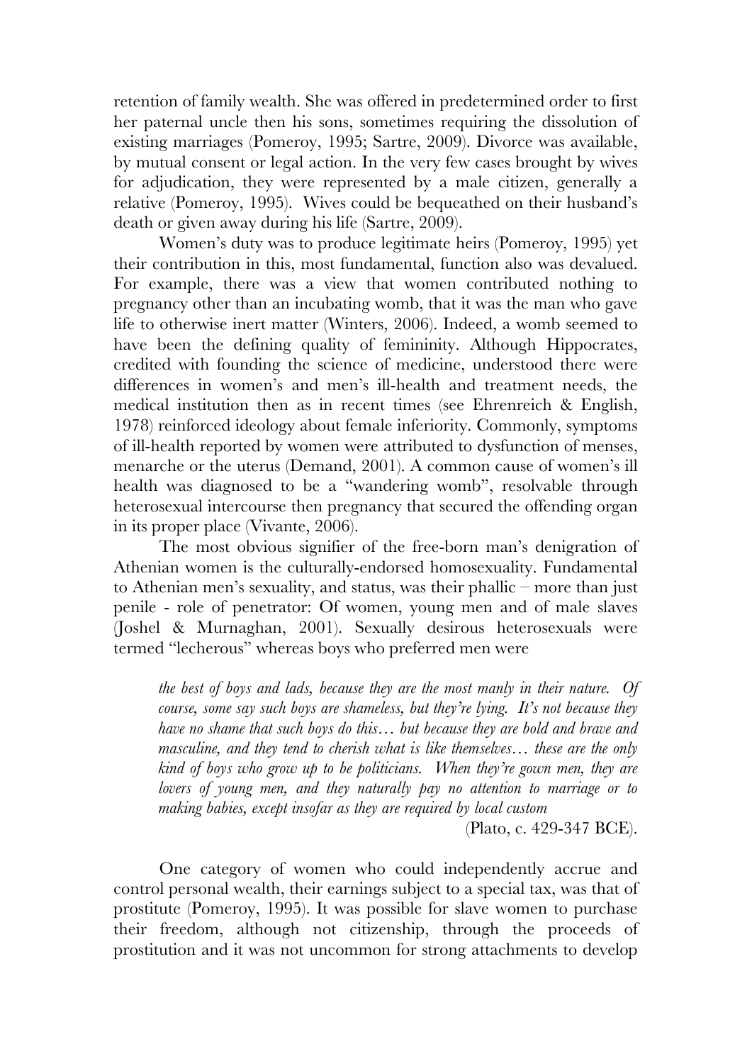retention of family wealth. She was offered in predetermined order to first her paternal uncle then his sons, sometimes requiring the dissolution of existing marriages (Pomeroy, 1995; Sartre, 2009). Divorce was available, by mutual consent or legal action. In the very few cases brought by wives for adjudication, they were represented by a male citizen, generally a relative (Pomeroy, 1995). Wives could be bequeathed on their husband's death or given away during his life (Sartre, 2009).

Women's duty was to produce legitimate heirs (Pomeroy, 1995) yet their contribution in this, most fundamental, function also was devalued. For example, there was a view that women contributed nothing to pregnancy other than an incubating womb, that it was the man who gave life to otherwise inert matter (Winters, 2006). Indeed, a womb seemed to have been the defining quality of femininity. Although Hippocrates, credited with founding the science of medicine, understood there were differences in women's and men's ill-health and treatment needs, the medical institution then as in recent times (see Ehrenreich & English, 1978) reinforced ideology about female inferiority. Commonly, symptoms of ill-health reported by women were attributed to dysfunction of menses, menarche or the uterus (Demand, 2001). A common cause of women's ill health was diagnosed to be a "wandering womb", resolvable through heterosexual intercourse then pregnancy that secured the offending organ in its proper place (Vivante, 2006).

The most obvious signifier of the free-born man's denigration of Athenian women is the culturally-endorsed homosexuality. Fundamental to Athenian men's sexuality, and status, was their phallic – more than just penile - role of penetrator: Of women, young men and of male slaves (Joshel & Murnaghan, 2001). Sexually desirous heterosexuals were termed "lecherous" whereas boys who preferred men were

> *the best of boys and lads, because they are the most manly in their nature. Of course, some say such boys are shameless, but they're lying. It's not because they have no shame that such boys do this… but because they are bold and brave and masculine, and they tend to cherish what is like themselves… these are the only kind of boys who grow up to be politicians. When they're gown men, they are lovers of young men, and they naturally pay no attention to marriage or to making babies, except insofar as they are required by local custom*
>
> (Plato, c. 429-347 BCE).

One category of women who could independently accrue and control personal wealth, their earnings subject to a special tax, was that of prostitute (Pomeroy, 1995). It was possible for slave women to purchase their freedom, although not citizenship, through the proceeds of prostitution and it was not uncommon for strong attachments to develop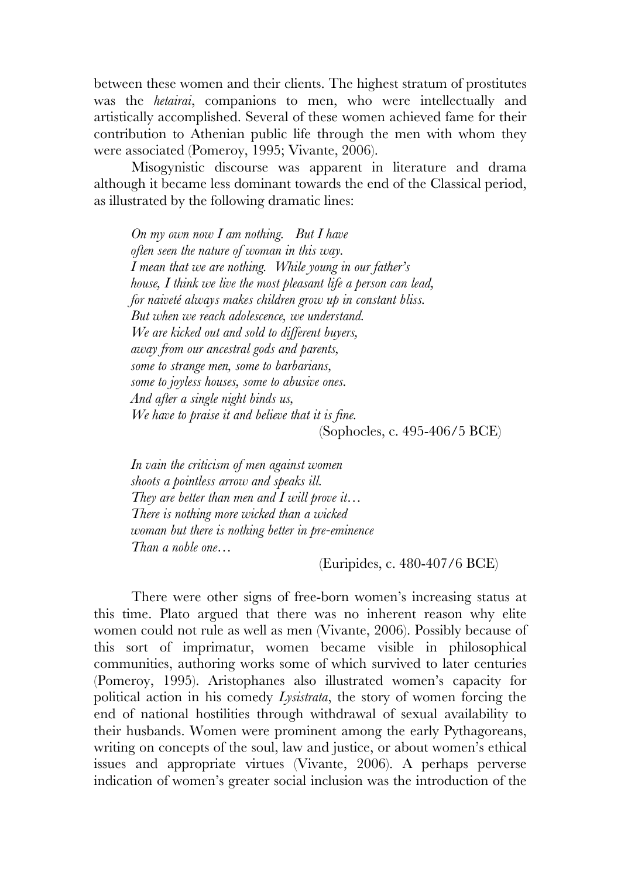between these women and their clients. The highest stratum of prostitutes was the *hetairai*, companions to men, who were intellectually and artistically accomplished. Several of these women achieved fame for their contribution to Athenian public life through the men with whom they were associated (Pomeroy, 1995; Vivante, 2006).

Misogynistic discourse was apparent in literature and drama although it became less dominant towards the end of the Classical period, as illustrated by the following dramatic lines:

> *On my own now I am nothing. But I have*
> *often seen the nature of woman in this way.*
> *I mean that we are nothing. While young in our father's*
> *house, I think we live the most pleasant life a person can lead,*
> *for naiveté always makes children grow up in constant bliss.*
> *But when we reach adolescence, we understand.*
> *We are kicked out and sold to different buyers,*
> *away from our ancestral gods and parents,*
> *some to strange men, some to barbarians,*
> *some to joyless houses, some to abusive ones.*
> *And after a single night binds us,*
> *We have to praise it and believe that it is fine.*
>
> (Sophocles, c. 495-406/5 BCE)

> *In vain the criticism of men against women*
> *shoots a pointless arrow and speaks ill.*
> *They are better than men and I will prove it…*
> *There is nothing more wicked than a wicked*
> *woman but there is nothing better in pre-eminence*
> *Than a noble one…*
>
> (Euripides, c. 480-407/6 BCE)

There were other signs of free-born women's increasing status at this time. Plato argued that there was no inherent reason why elite women could not rule as well as men (Vivante, 2006). Possibly because of this sort of imprimatur, women became visible in philosophical communities, authoring works some of which survived to later centuries (Pomeroy, 1995). Aristophanes also illustrated women's capacity for political action in his comedy *Lysistrata*, the story of women forcing the end of national hostilities through withdrawal of sexual availability to their husbands. Women were prominent among the early Pythagoreans, writing on concepts of the soul, law and justice, or about women's ethical issues and appropriate virtues (Vivante, 2006). A perhaps perverse indication of women's greater social inclusion was the introduction of the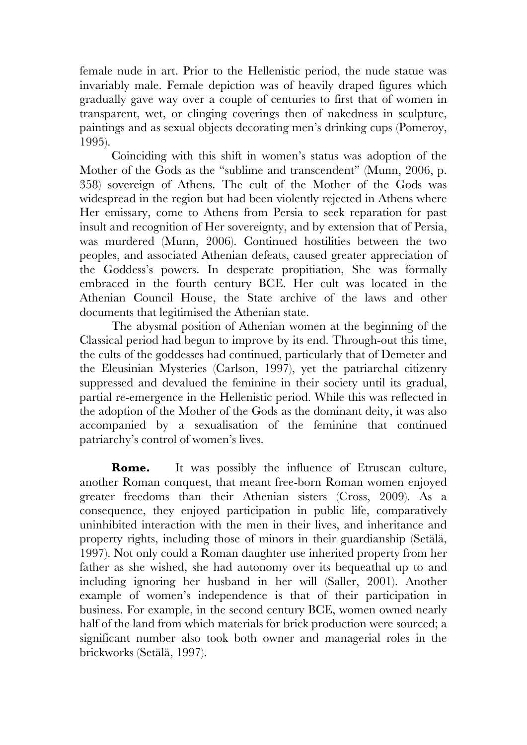female nude in art. Prior to the Hellenistic period, the nude statue was invariably male. Female depiction was of heavily draped figures which gradually gave way over a couple of centuries to first that of women in transparent, wet, or clinging coverings then of nakedness in sculpture, paintings and as sexual objects decorating men's drinking cups (Pomeroy, 1995).

Coinciding with this shift in women's status was adoption of the Mother of the Gods as the "sublime and transcendent" (Munn, 2006, p. 358) sovereign of Athens. The cult of the Mother of the Gods was widespread in the region but had been violently rejected in Athens where Her emissary, come to Athens from Persia to seek reparation for past insult and recognition of Her sovereignty, and by extension that of Persia, was murdered (Munn, 2006). Continued hostilities between the two peoples, and associated Athenian defeats, caused greater appreciation of the Goddess's powers. In desperate propitiation, She was formally embraced in the fourth century BCE. Her cult was located in the Athenian Council House, the State archive of the laws and other documents that legitimised the Athenian state.

The abysmal position of Athenian women at the beginning of the Classical period had begun to improve by its end. Through-out this time, the cults of the goddesses had continued, particularly that of Demeter and the Eleusinian Mysteries (Carlson, 1997), yet the patriarchal citizenry suppressed and devalued the feminine in their society until its gradual, partial re-emergence in the Hellenistic period. While this was reflected in the adoption of the Mother of the Gods as the dominant deity, it was also accompanied by a sexualisation of the feminine that continued patriarchy's control of women's lives.

**Rome.** It was possibly the influence of Etruscan culture, another Roman conquest, that meant free-born Roman women enjoyed greater freedoms than their Athenian sisters (Cross, 2009). As a consequence, they enjoyed participation in public life, comparatively uninhibited interaction with the men in their lives, and inheritance and property rights, including those of minors in their guardianship (Setälä, 1997). Not only could a Roman daughter use inherited property from her father as she wished, she had autonomy over its bequeathal up to and including ignoring her husband in her will (Saller, 2001). Another example of women's independence is that of their participation in business. For example, in the second century BCE, women owned nearly half of the land from which materials for brick production were sourced; a significant number also took both owner and managerial roles in the brickworks (Setälä, 1997).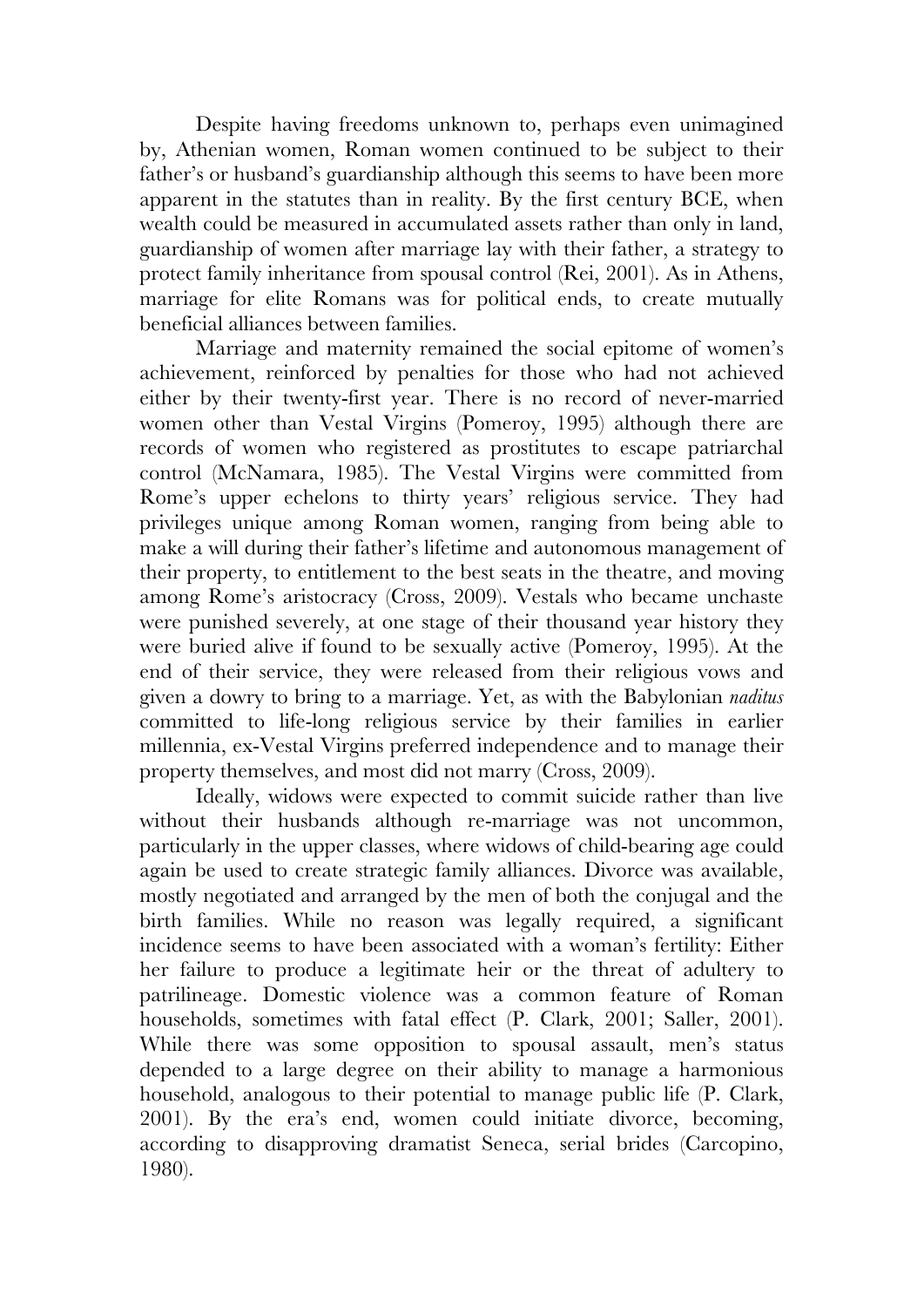Despite having freedoms unknown to, perhaps even unimagined by, Athenian women, Roman women continued to be subject to their father's or husband's guardianship although this seems to have been more apparent in the statutes than in reality. By the first century BCE, when wealth could be measured in accumulated assets rather than only in land, guardianship of women after marriage lay with their father, a strategy to protect family inheritance from spousal control (Rei, 2001). As in Athens, marriage for elite Romans was for political ends, to create mutually beneficial alliances between families.

Marriage and maternity remained the social epitome of women's achievement, reinforced by penalties for those who had not achieved either by their twenty-first year. There is no record of never-married women other than Vestal Virgins (Pomeroy, 1995) although there are records of women who registered as prostitutes to escape patriarchal control (McNamara, 1985). The Vestal Virgins were committed from Rome's upper echelons to thirty years' religious service. They had privileges unique among Roman women, ranging from being able to make a will during their father's lifetime and autonomous management of their property, to entitlement to the best seats in the theatre, and moving among Rome's aristocracy (Cross, 2009). Vestals who became unchaste were punished severely, at one stage of their thousand year history they were buried alive if found to be sexually active (Pomeroy, 1995). At the end of their service, they were released from their religious vows and given a dowry to bring to a marriage. Yet, as with the Babylonian *naditus* committed to life-long religious service by their families in earlier millennia, ex-Vestal Virgins preferred independence and to manage their property themselves, and most did not marry (Cross, 2009).

Ideally, widows were expected to commit suicide rather than live without their husbands although re-marriage was not uncommon, particularly in the upper classes, where widows of child-bearing age could again be used to create strategic family alliances. Divorce was available, mostly negotiated and arranged by the men of both the conjugal and the birth families. While no reason was legally required, a significant incidence seems to have been associated with a woman's fertility: Either her failure to produce a legitimate heir or the threat of adultery to patrilineage. Domestic violence was a common feature of Roman households, sometimes with fatal effect (P. Clark, 2001; Saller, 2001). While there was some opposition to spousal assault, men's status depended to a large degree on their ability to manage a harmonious household, analogous to their potential to manage public life (P. Clark, 2001). By the era's end, women could initiate divorce, becoming, according to disapproving dramatist Seneca, serial brides (Carcopino, 1980).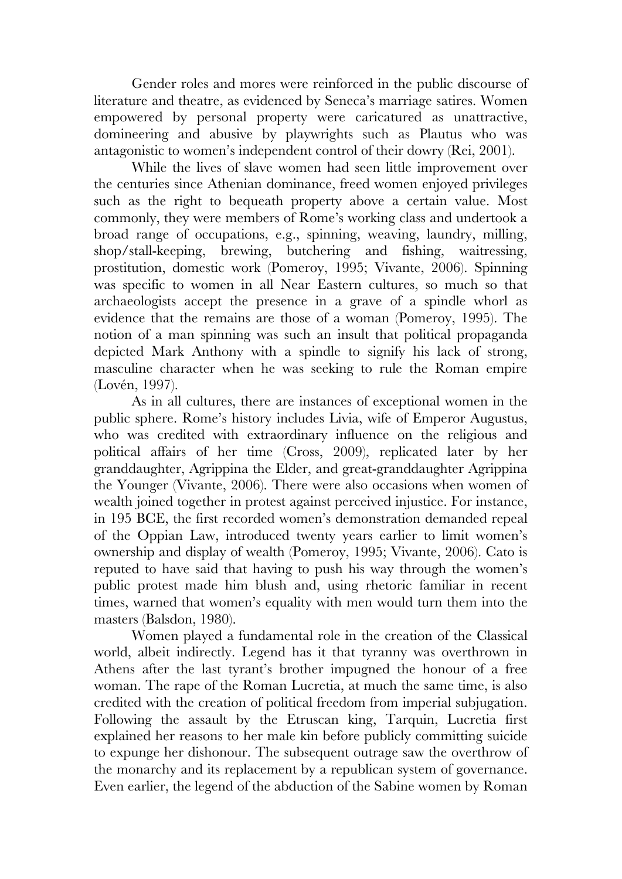Gender roles and mores were reinforced in the public discourse of literature and theatre, as evidenced by Seneca's marriage satires. Women empowered by personal property were caricatured as unattractive, domineering and abusive by playwrights such as Plautus who was antagonistic to women's independent control of their dowry (Rei, 2001).

While the lives of slave women had seen little improvement over the centuries since Athenian dominance, freed women enjoyed privileges such as the right to bequeath property above a certain value. Most commonly, they were members of Rome's working class and undertook a broad range of occupations, e.g., spinning, weaving, laundry, milling, shop/stall-keeping, brewing, butchering and fishing, waitressing, prostitution, domestic work (Pomeroy, 1995; Vivante, 2006). Spinning was specific to women in all Near Eastern cultures, so much so that archaeologists accept the presence in a grave of a spindle whorl as evidence that the remains are those of a woman (Pomeroy, 1995). The notion of a man spinning was such an insult that political propaganda depicted Mark Anthony with a spindle to signify his lack of strong, masculine character when he was seeking to rule the Roman empire (Lovén, 1997).

As in all cultures, there are instances of exceptional women in the public sphere. Rome's history includes Livia, wife of Emperor Augustus, who was credited with extraordinary influence on the religious and political affairs of her time (Cross, 2009), replicated later by her granddaughter, Agrippina the Elder, and great-granddaughter Agrippina the Younger (Vivante, 2006). There were also occasions when women of wealth joined together in protest against perceived injustice. For instance, in 195 BCE, the first recorded women's demonstration demanded repeal of the Oppian Law, introduced twenty years earlier to limit women's ownership and display of wealth (Pomeroy, 1995; Vivante, 2006). Cato is reputed to have said that having to push his way through the women's public protest made him blush and, using rhetoric familiar in recent times, warned that women's equality with men would turn them into the masters (Balsdon, 1980).

Women played a fundamental role in the creation of the Classical world, albeit indirectly. Legend has it that tyranny was overthrown in Athens after the last tyrant's brother impugned the honour of a free woman. The rape of the Roman Lucretia, at much the same time, is also credited with the creation of political freedom from imperial subjugation. Following the assault by the Etruscan king, Tarquin, Lucretia first explained her reasons to her male kin before publicly committing suicide to expunge her dishonour. The subsequent outrage saw the overthrow of the monarchy and its replacement by a republican system of governance. Even earlier, the legend of the abduction of the Sabine women by Roman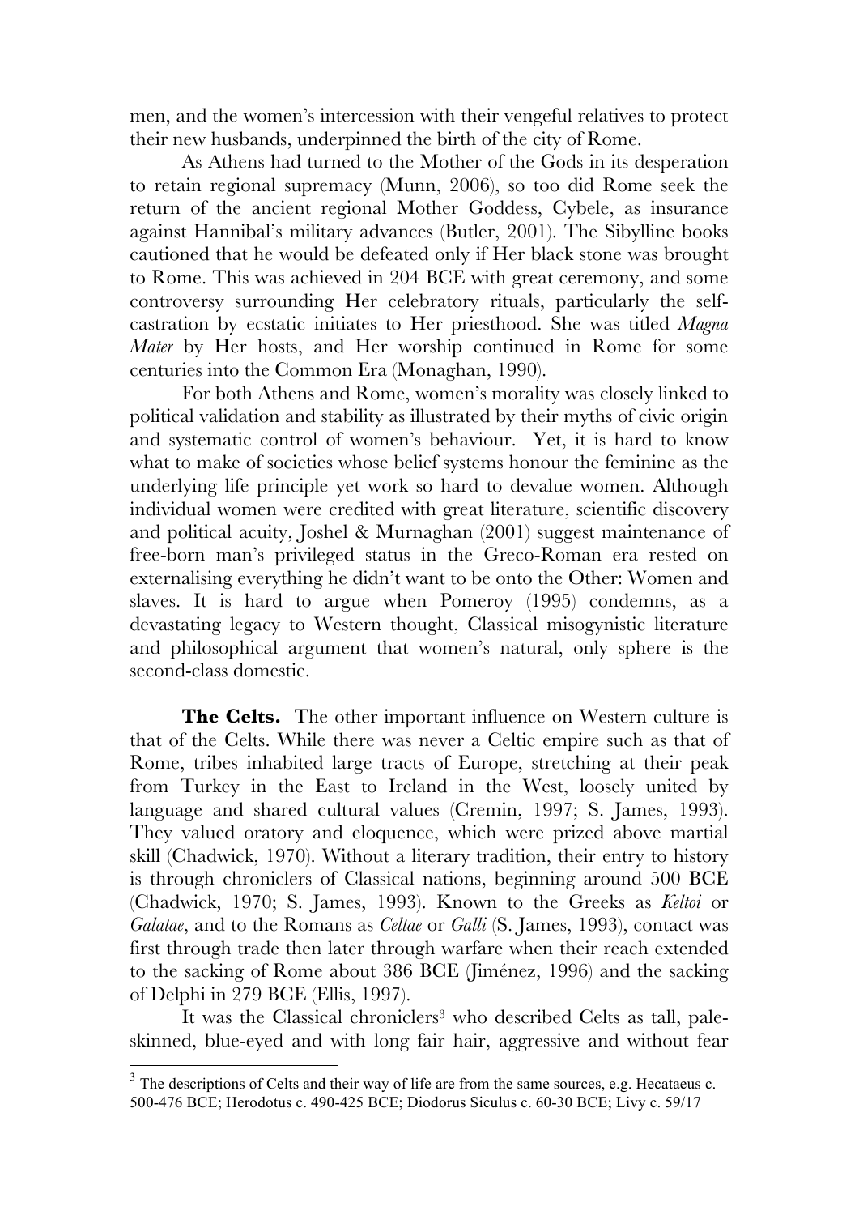men, and the women's intercession with their vengeful relatives to protect their new husbands, underpinned the birth of the city of Rome.

As Athens had turned to the Mother of the Gods in its desperation to retain regional supremacy (Munn, 2006), so too did Rome seek the return of the ancient regional Mother Goddess, Cybele, as insurance against Hannibal's military advances (Butler, 2001). The Sibylline books cautioned that he would be defeated only if Her black stone was brought to Rome. This was achieved in 204 BCE with great ceremony, and some controversy surrounding Her celebratory rituals, particularly the self-castration by ecstatic initiates to Her priesthood. She was titled *Magna Mater* by Her hosts, and Her worship continued in Rome for some centuries into the Common Era (Monaghan, 1990).

For both Athens and Rome, women's morality was closely linked to political validation and stability as illustrated by their myths of civic origin and systematic control of women's behaviour. Yet, it is hard to know what to make of societies whose belief systems honour the feminine as the underlying life principle yet work so hard to devalue women. Although individual women were credited with great literature, scientific discovery and political acuity, Joshel & Murnaghan (2001) suggest maintenance of free-born man's privileged status in the Greco-Roman era rested on externalising everything he didn't want to be onto the Other: Women and slaves. It is hard to argue when Pomeroy (1995) condemns, as a devastating legacy to Western thought, Classical misogynistic literature and philosophical argument that women's natural, only sphere is the second-class domestic.

**The Celts.** The other important influence on Western culture is that of the Celts. While there was never a Celtic empire such as that of Rome, tribes inhabited large tracts of Europe, stretching at their peak from Turkey in the East to Ireland in the West, loosely united by language and shared cultural values (Cremin, 1997; S. James, 1993). They valued oratory and eloquence, which were prized above martial skill (Chadwick, 1970). Without a literary tradition, their entry to history is through chroniclers of Classical nations, beginning around 500 BCE (Chadwick, 1970; S. James, 1993). Known to the Greeks as *Keltoi* or *Galatae*, and to the Romans as *Celtae* or *Galli* (S. James, 1993), contact was first through trade then later through warfare when their reach extended to the sacking of Rome about 386 BCE (Jiménez, 1996) and the sacking of Delphi in 279 BCE (Ellis, 1997).

It was the Classical chroniclers[3] who described Celts as tall, pale-skinned, blue-eyed and with long fair hair, aggressive and without fear

[3] The descriptions of Celts and their way of life are from the same sources, e.g. Hecataeus c. 500-476 BCE; Herodotus c. 490-425 BCE; Diodorus Siculus c. 60-30 BCE; Livy c. 59/17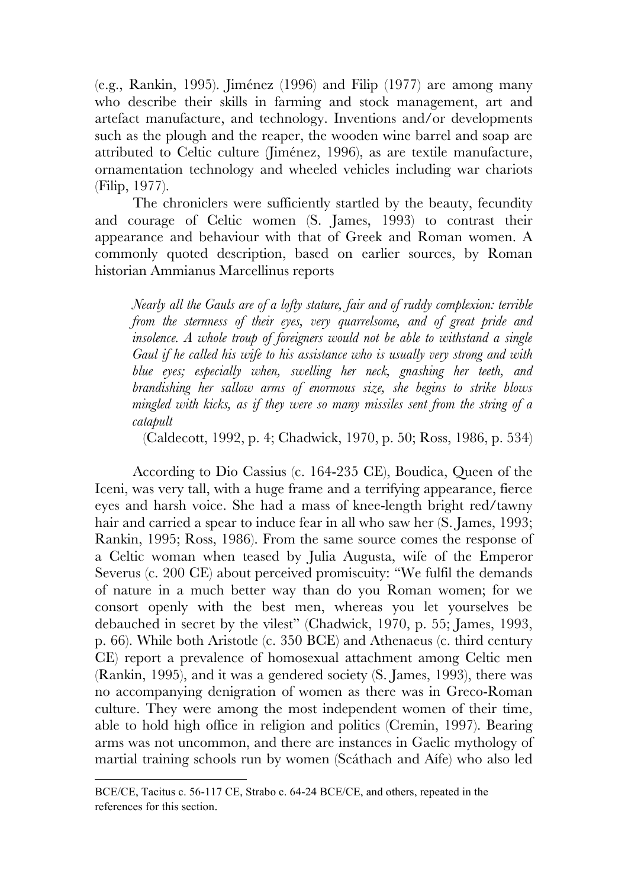(e.g., Rankin, 1995). Jiménez (1996) and Filip (1977) are among many who describe their skills in farming and stock management, art and artefact manufacture, and technology. Inventions and/or developments such as the plough and the reaper, the wooden wine barrel and soap are attributed to Celtic culture (Jiménez, 1996), as are textile manufacture, ornamentation technology and wheeled vehicles including war chariots (Filip, 1977).

The chroniclers were sufficiently startled by the beauty, fecundity and courage of Celtic women (S. James, 1993) to contrast their appearance and behaviour with that of Greek and Roman women. A commonly quoted description, based on earlier sources, by Roman historian Ammianus Marcellinus reports

> *Nearly all the Gauls are of a lofty stature, fair and of ruddy complexion: terrible from the sternness of their eyes, very quarrelsome, and of great pride and insolence. A whole troup of foreigners would not be able to withstand a single Gaul if he called his wife to his assistance who is usually very strong and with blue eyes; especially when, swelling her neck, gnashing her teeth, and brandishing her sallow arms of enormous size, she begins to strike blows mingled with kicks, as if they were so many missiles sent from the string of a catapult*
>
> (Caldecott, 1992, p. 4; Chadwick, 1970, p. 50; Ross, 1986, p. 534)

According to Dio Cassius (c. 164-235 CE), Boudica, Queen of the Iceni, was very tall, with a huge frame and a terrifying appearance, fierce eyes and harsh voice. She had a mass of knee-length bright red/tawny hair and carried a spear to induce fear in all who saw her (S. James, 1993; Rankin, 1995; Ross, 1986). From the same source comes the response of a Celtic woman when teased by Julia Augusta, wife of the Emperor Severus (c. 200 CE) about perceived promiscuity: "We fulfil the demands of nature in a much better way than do you Roman women; for we consort openly with the best men, whereas you let yourselves be debauched in secret by the vilest" (Chadwick, 1970, p. 55; James, 1993, p. 66). While both Aristotle (c. 350 BCE) and Athenaeus (c. third century CE) report a prevalence of homosexual attachment among Celtic men (Rankin, 1995), and it was a gendered society (S. James, 1993), there was no accompanying denigration of women as there was in Greco-Roman culture. They were among the most independent women of their time, able to hold high office in religion and politics (Cremin, 1997). Bearing arms was not uncommon, and there are instances in Gaelic mythology of martial training schools run by women (Scáthach and Aífe) who also led

---

BCE/CE, Tacitus c. 56-117 CE, Strabo c. 64-24 BCE/CE, and others, repeated in the references for this section.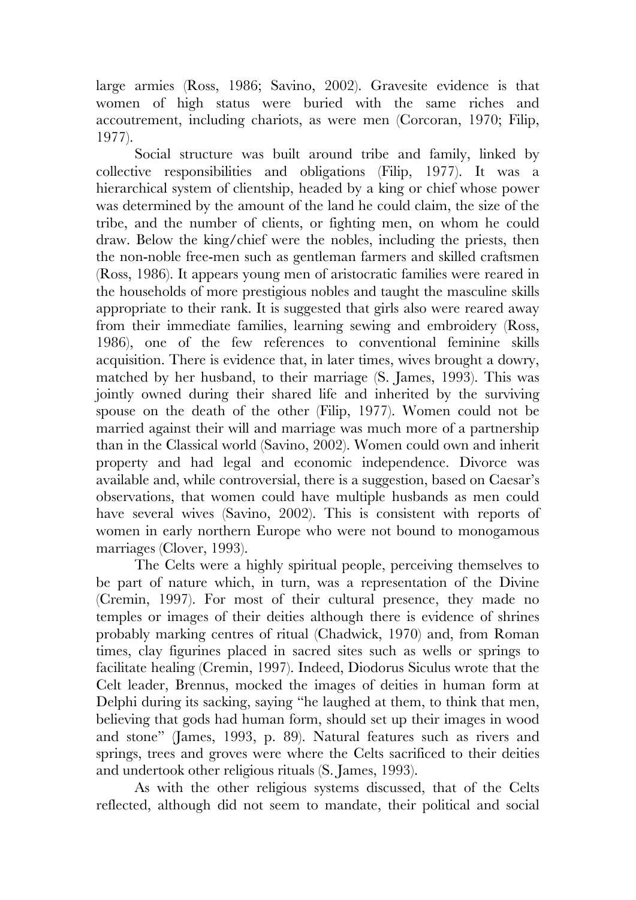large armies (Ross, 1986; Savino, 2002). Gravesite evidence is that women of high status were buried with the same riches and accoutrement, including chariots, as were men (Corcoran, 1970; Filip, 1977).

Social structure was built around tribe and family, linked by collective responsibilities and obligations (Filip, 1977). It was a hierarchical system of clientship, headed by a king or chief whose power was determined by the amount of the land he could claim, the size of the tribe, and the number of clients, or fighting men, on whom he could draw. Below the king/chief were the nobles, including the priests, then the non-noble free-men such as gentleman farmers and skilled craftsmen (Ross, 1986). It appears young men of aristocratic families were reared in the households of more prestigious nobles and taught the masculine skills appropriate to their rank. It is suggested that girls also were reared away from their immediate families, learning sewing and embroidery (Ross, 1986), one of the few references to conventional feminine skills acquisition. There is evidence that, in later times, wives brought a dowry, matched by her husband, to their marriage (S. James, 1993). This was jointly owned during their shared life and inherited by the surviving spouse on the death of the other (Filip, 1977). Women could not be married against their will and marriage was much more of a partnership than in the Classical world (Savino, 2002). Women could own and inherit property and had legal and economic independence. Divorce was available and, while controversial, there is a suggestion, based on Caesar's observations, that women could have multiple husbands as men could have several wives (Savino, 2002). This is consistent with reports of women in early northern Europe who were not bound to monogamous marriages (Clover, 1993).

The Celts were a highly spiritual people, perceiving themselves to be part of nature which, in turn, was a representation of the Divine (Cremin, 1997). For most of their cultural presence, they made no temples or images of their deities although there is evidence of shrines probably marking centres of ritual (Chadwick, 1970) and, from Roman times, clay figurines placed in sacred sites such as wells or springs to facilitate healing (Cremin, 1997). Indeed, Diodorus Siculus wrote that the Celt leader, Brennus, mocked the images of deities in human form at Delphi during its sacking, saying "he laughed at them, to think that men, believing that gods had human form, should set up their images in wood and stone" (James, 1993, p. 89). Natural features such as rivers and springs, trees and groves were where the Celts sacrificed to their deities and undertook other religious rituals (S. James, 1993).

As with the other religious systems discussed, that of the Celts reflected, although did not seem to mandate, their political and social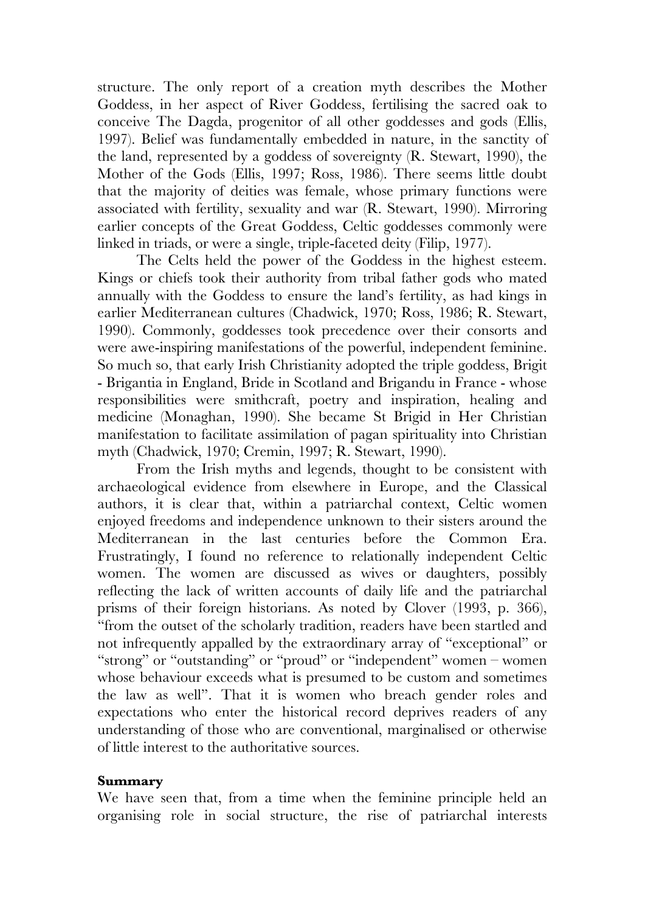structure. The only report of a creation myth describes the Mother Goddess, in her aspect of River Goddess, fertilising the sacred oak to conceive The Dagda, progenitor of all other goddesses and gods (Ellis, 1997). Belief was fundamentally embedded in nature, in the sanctity of the land, represented by a goddess of sovereignty (R. Stewart, 1990), the Mother of the Gods (Ellis, 1997; Ross, 1986). There seems little doubt that the majority of deities was female, whose primary functions were associated with fertility, sexuality and war (R. Stewart, 1990). Mirroring earlier concepts of the Great Goddess, Celtic goddesses commonly were linked in triads, or were a single, triple-faceted deity (Filip, 1977).

The Celts held the power of the Goddess in the highest esteem. Kings or chiefs took their authority from tribal father gods who mated annually with the Goddess to ensure the land's fertility, as had kings in earlier Mediterranean cultures (Chadwick, 1970; Ross, 1986; R. Stewart, 1990). Commonly, goddesses took precedence over their consorts and were awe-inspiring manifestations of the powerful, independent feminine. So much so, that early Irish Christianity adopted the triple goddess, Brigit - Brigantia in England, Bride in Scotland and Brigandu in France - whose responsibilities were smithcraft, poetry and inspiration, healing and medicine (Monaghan, 1990). She became St Brigid in Her Christian manifestation to facilitate assimilation of pagan spirituality into Christian myth (Chadwick, 1970; Cremin, 1997; R. Stewart, 1990).

From the Irish myths and legends, thought to be consistent with archaeological evidence from elsewhere in Europe, and the Classical authors, it is clear that, within a patriarchal context, Celtic women enjoyed freedoms and independence unknown to their sisters around the Mediterranean in the last centuries before the Common Era. Frustratingly, I found no reference to relationally independent Celtic women. The women are discussed as wives or daughters, possibly reflecting the lack of written accounts of daily life and the patriarchal prisms of their foreign historians. As noted by Clover (1993, p. 366), "from the outset of the scholarly tradition, readers have been startled and not infrequently appalled by the extraordinary array of "exceptional" or "strong" or "outstanding" or "proud" or "independent" women – women whose behaviour exceeds what is presumed to be custom and sometimes the law as well". That it is women who breach gender roles and expectations who enter the historical record deprives readers of any understanding of those who are conventional, marginalised or otherwise of little interest to the authoritative sources.

**Summary**

We have seen that, from a time when the feminine principle held an organising role in social structure, the rise of patriarchal interests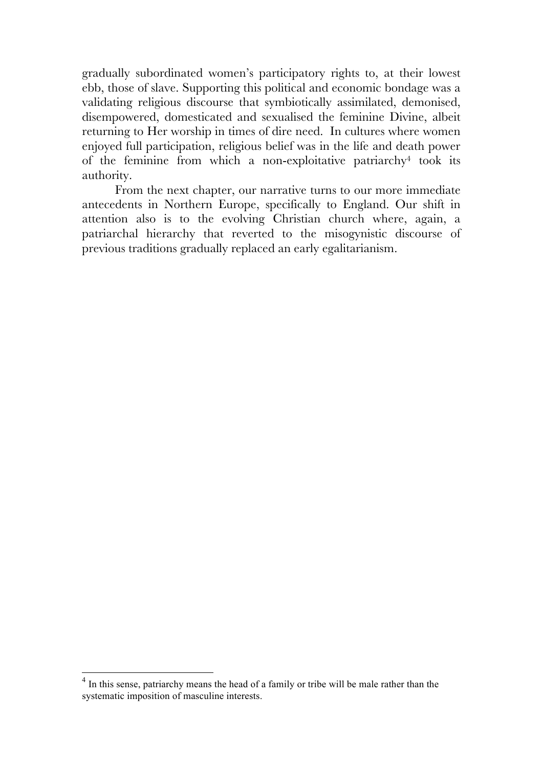gradually subordinated women's participatory rights to, at their lowest ebb, those of slave. Supporting this political and economic bondage was a validating religious discourse that symbiotically assimilated, demonised, disempowered, domesticated and sexualised the feminine Divine, albeit returning to Her worship in times of dire need. In cultures where women enjoyed full participation, religious belief was in the life and death power of the feminine from which a non-exploitative patriarchy[4] took its authority.

From the next chapter, our narrative turns to our more immediate antecedents in Northern Europe, specifically to England. Our shift in attention also is to the evolving Christian church where, again, a patriarchal hierarchy that reverted to the misogynistic discourse of previous traditions gradually replaced an early egalitarianism.

---

[4] In this sense, patriarchy means the head of a family or tribe will be male rather than the systematic imposition of masculine interests.